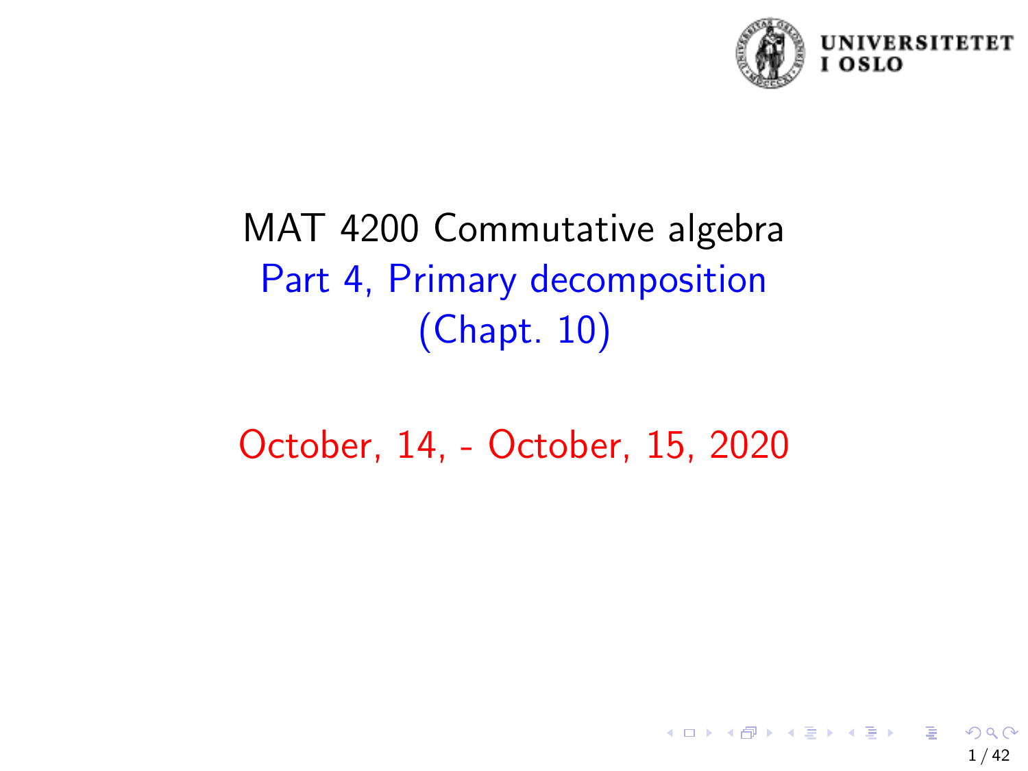# MAT 4200 Commutative algebra

## Part 4, Primary decomposition (Chapt. 10)

October, 14, - October, 15, 2020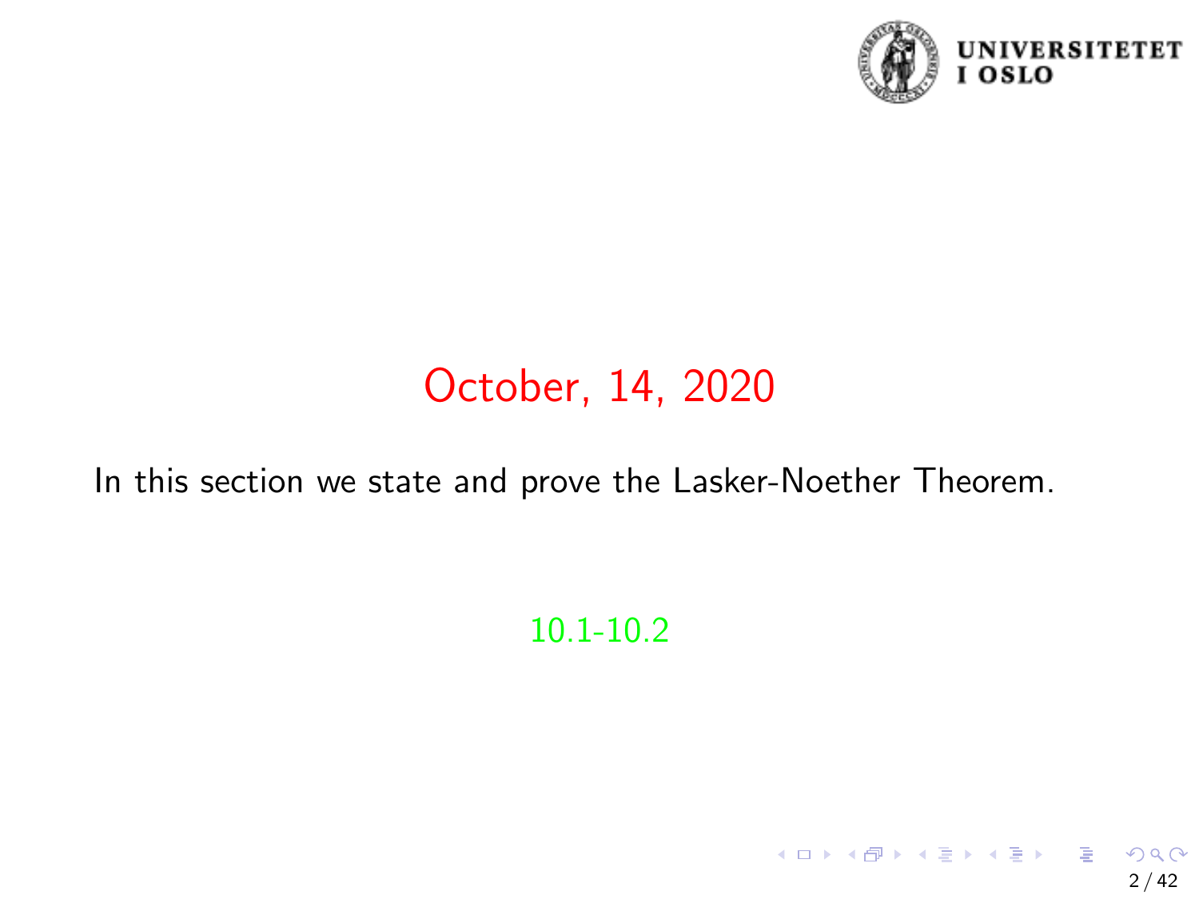# October, 14, 2020

In this section we state and prove the Lasker-Noether Theorem.

10.1-10.2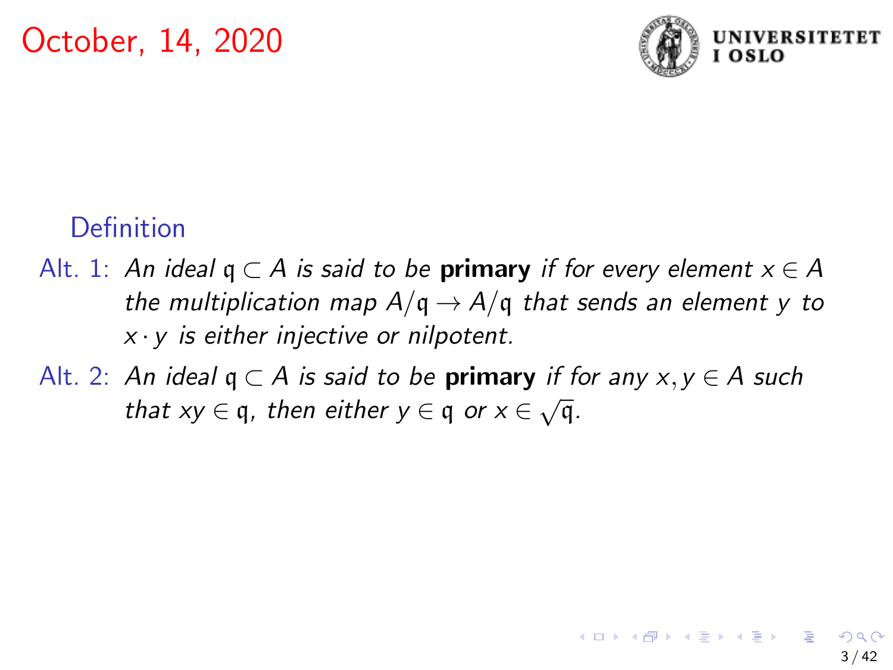October, 14, 2020

**Definition**

Alt. 1: *An ideal $\mathfrak{q} \subset A$ is said to be* **primary** *if for every element $x \in A$ the multiplication map $A/\mathfrak{q} \to A/\mathfrak{q}$ that sends an element $y$ to $x \cdot y$ is either injective or nilpotent.*

Alt. 2: *An ideal $\mathfrak{q} \subset A$ is said to be* **primary** *if for any $x, y \in A$ such that $xy \in \mathfrak{q}$, then either $y \in \mathfrak{q}$ or $x \in \sqrt{\mathfrak{q}}$.*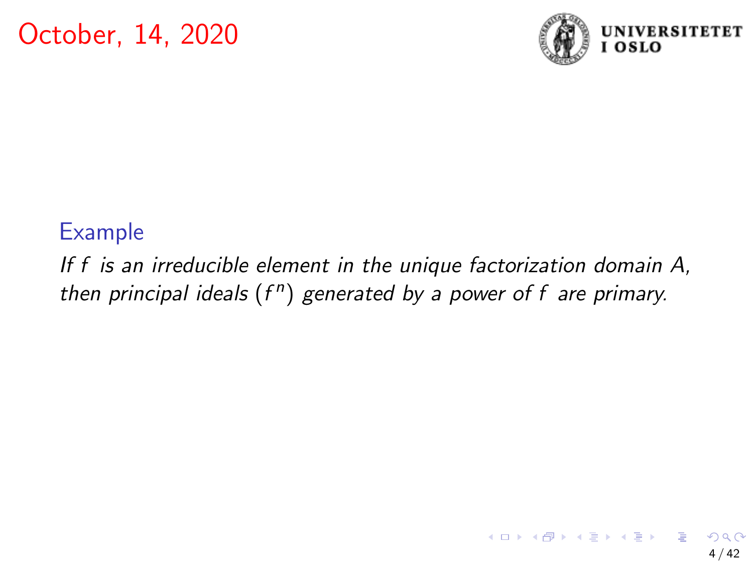# October, 14, 2020

**Example**

*If $f$ is an irreducible element in the unique factorization domain $A$, then principal ideals $(f^n)$ generated by a power of $f$ are primary.*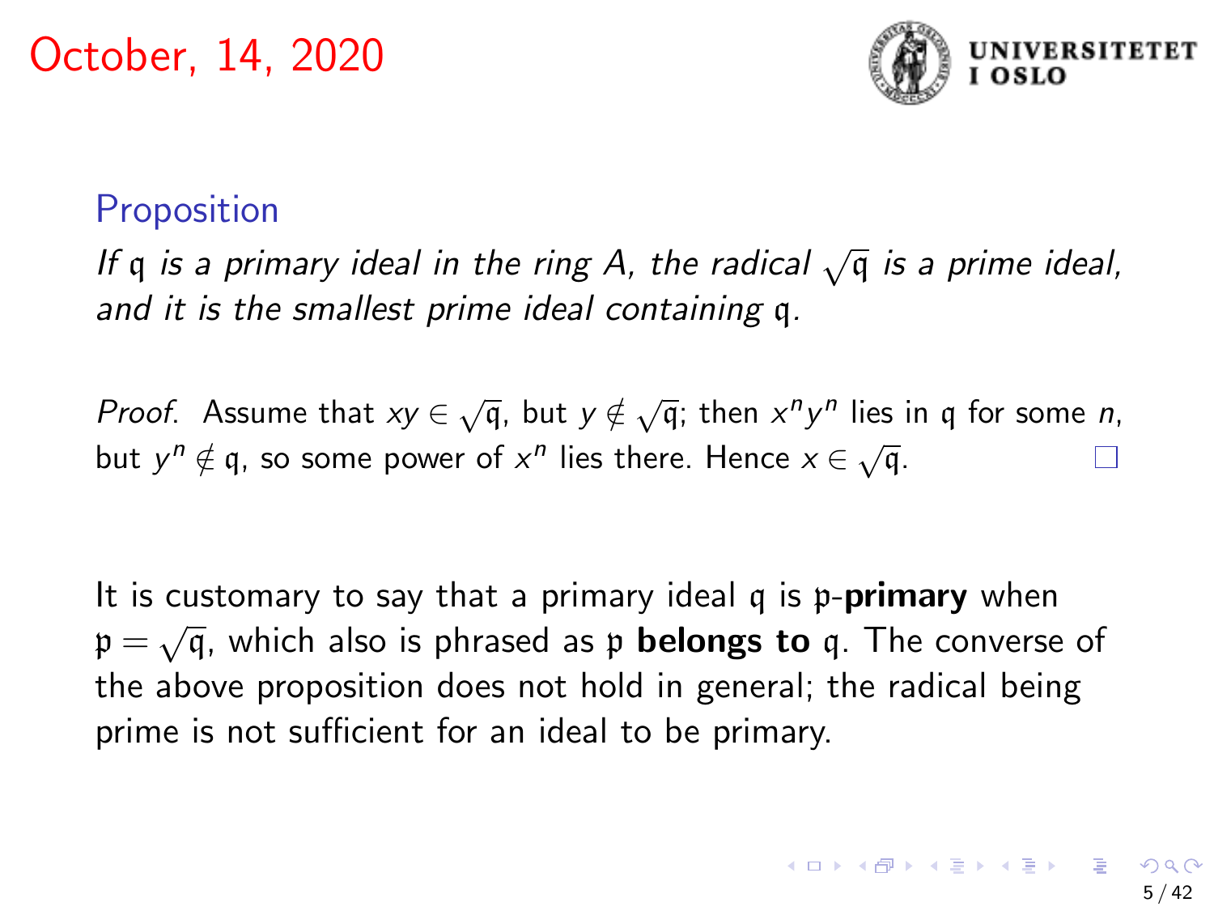**Proposition**

*If $\mathfrak{q}$ is a primary ideal in the ring $A$, the radical $\sqrt{\mathfrak{q}}$ is a prime ideal, and it is the smallest prime ideal containing $\mathfrak{q}$.*

*Proof.* Assume that $xy \in \sqrt{\mathfrak{q}}$, but $y \notin \sqrt{\mathfrak{q}}$; then $x^n y^n$ lies in $\mathfrak{q}$ for some $n$, but $y^n \notin \mathfrak{q}$, so some power of $x^n$ lies there. Hence $x \in \sqrt{\mathfrak{q}}$. □

It is customary to say that a primary ideal $\mathfrak{q}$ is $\mathfrak{p}$-**primary** when $\mathfrak{p} = \sqrt{\mathfrak{q}}$, which also is phrased as $\mathfrak{p}$ **belongs to** $\mathfrak{q}$. The converse of the above proposition does not hold in general; the radical being prime is not sufficient for an ideal to be primary.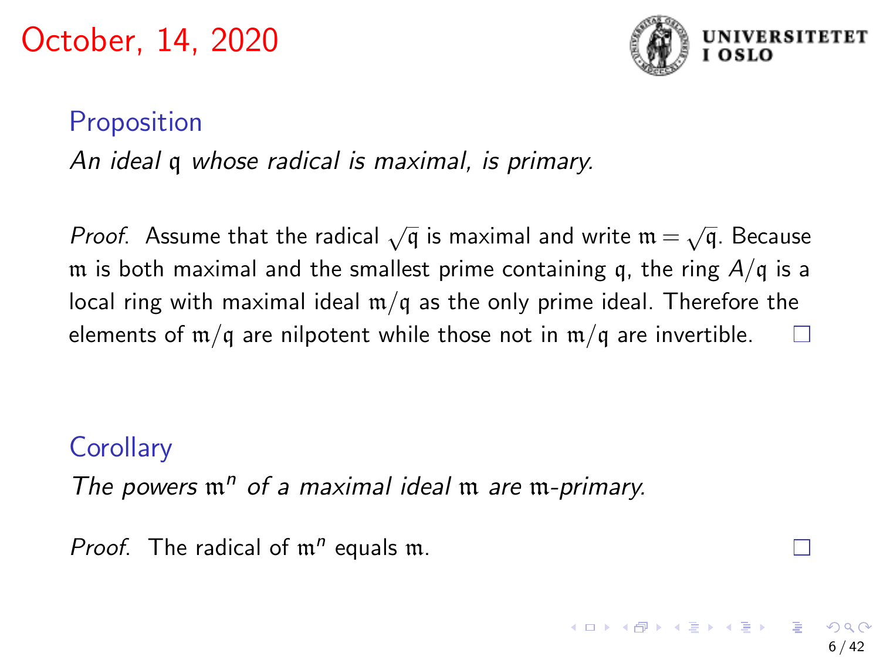October, 14, 2020

## Proposition

*An ideal $\mathfrak{q}$ whose radical is maximal, is primary.*

*Proof.* Assume that the radical $\sqrt{\mathfrak{q}}$ is maximal and write $\mathfrak{m} = \sqrt{\mathfrak{q}}$. Because $\mathfrak{m}$ is both maximal and the smallest prime containing $\mathfrak{q}$, the ring $A/\mathfrak{q}$ is a local ring with maximal ideal $\mathfrak{m}/\mathfrak{q}$ as the only prime ideal. Therefore the elements of $\mathfrak{m}/\mathfrak{q}$ are nilpotent while those not in $\mathfrak{m}/\mathfrak{q}$ are invertible. □

## Corollary

*The powers $\mathfrak{m}^n$ of a maximal ideal $\mathfrak{m}$ are $\mathfrak{m}$-primary.*

*Proof.* The radical of $\mathfrak{m}^n$ equals $\mathfrak{m}$. □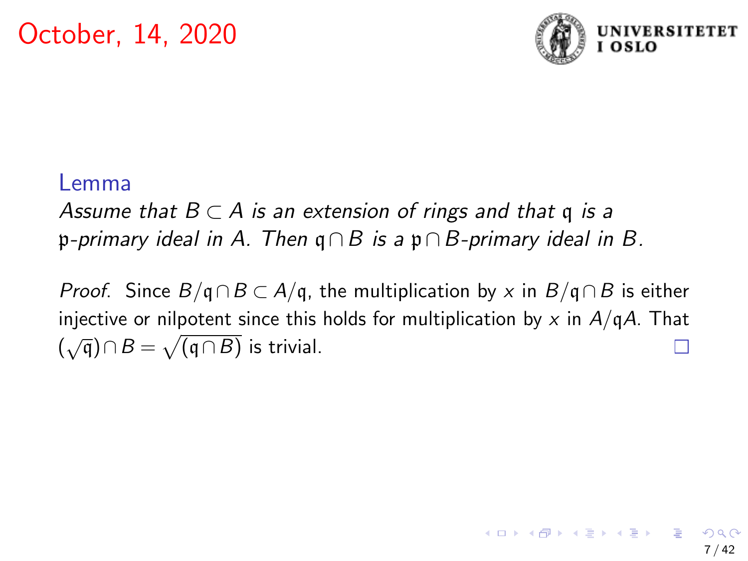October, 14, 2020

**Lemma**

*Assume that $B \subset A$ is an extension of rings and that $\mathfrak{q}$ is a $\mathfrak{p}$-primary ideal in $A$. Then $\mathfrak{q} \cap B$ is a $\mathfrak{p} \cap B$-primary ideal in $B$.*

*Proof.* Since $B/\mathfrak{q} \cap B \subset A/\mathfrak{q}$, the multiplication by $x$ in $B/\mathfrak{q} \cap B$ is either injective or nilpotent since this holds for multiplication by $x$ in $A/\mathfrak{q}A$. That $(\sqrt{\mathfrak{q}}) \cap B = \sqrt{(\mathfrak{q} \cap B)}$ is trivial. □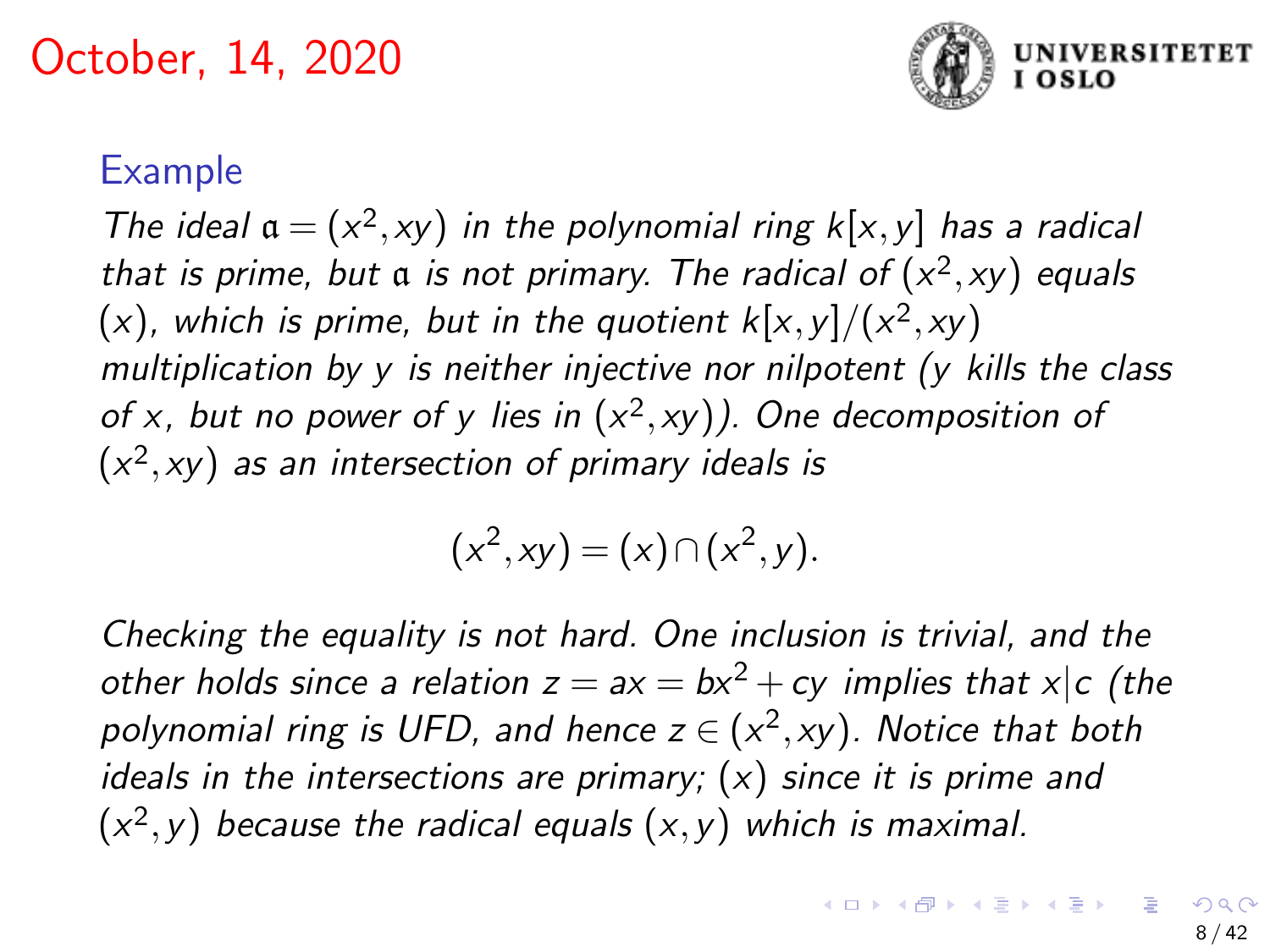# October, 14, 2020

### Example

*The ideal $\mathfrak{a} = (x^2, xy)$ in the polynomial ring $k[x,y]$ has a radical that is prime, but $\mathfrak{a}$ is not primary. The radical of $(x^2, xy)$ equals $(x)$, which is prime, but in the quotient $k[x,y]/(x^2, xy)$ multiplication by $y$ is neither injective nor nilpotent ($y$ kills the class of $x$, but no power of $y$ lies in $(x^2, xy)$). One decomposition of $(x^2, xy)$ as an intersection of primary ideals is*

$$(x^2, xy) = (x) \cap (x^2, y).$$

*Checking the equality is not hard. One inclusion is trivial, and the other holds since a relation $z = ax = bx^2 + cy$ implies that $x|c$ (the polynomial ring is UFD, and hence $z \in (x^2, xy)$. Notice that both ideals in the intersections are primary; $(x)$ since it is prime and $(x^2, y)$ because the radical equals $(x, y)$ which is maximal.*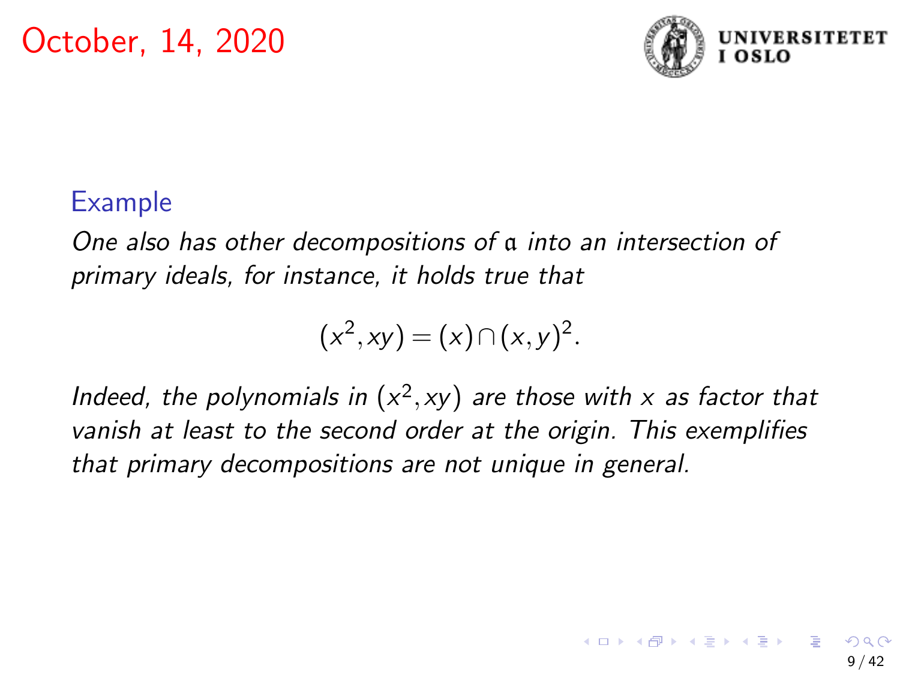October, 14, 2020

### Example

*One also has other decompositions of $\mathfrak{a}$ into an intersection of primary ideals, for instance, it holds true that*

$$(x^2, xy) = (x) \cap (x, y)^2.$$

*Indeed, the polynomials in $(x^2, xy)$ are those with $x$ as factor that vanish at least to the second order at the origin. This exemplifies that primary decompositions are not unique in general.*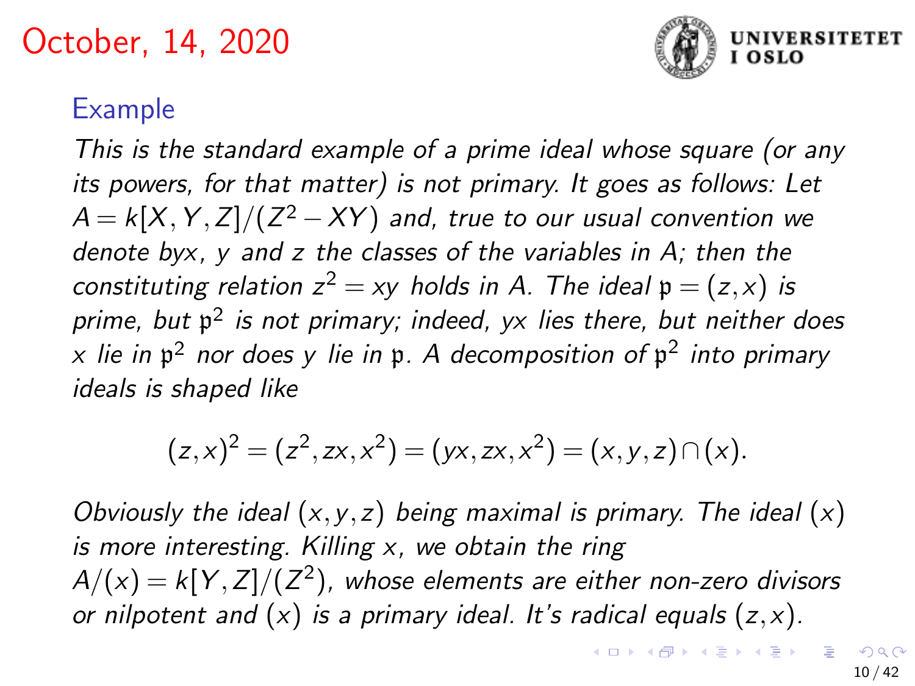# October, 14, 2020

### Example

*This is the standard example of a prime ideal whose square (or any its powers, for that matter) is not primary. It goes as follows: Let $A = k[X,Y,Z]/(Z^2 - XY)$ and, true to our usual convention we denote by$x$, $y$ and $z$ the classes of the variables in $A$; then the constituting relation $z^2 = xy$ holds in $A$. The ideal $\mathfrak{p} = (z,x)$ is prime, but $\mathfrak{p}^2$ is not primary; indeed, $yx$ lies there, but neither does $x$ lie in $\mathfrak{p}^2$ nor does $y$ lie in $\mathfrak{p}$. A decomposition of $\mathfrak{p}^2$ into primary ideals is shaped like*

$$(z,x)^2 = (z^2, zx, x^2) = (yx, zx, x^2) = (x,y,z) \cap (x).$$

*Obviously the ideal $(x,y,z)$ being maximal is primary. The ideal $(x)$ is more interesting. Killing $x$, we obtain the ring $A/(x) = k[Y,Z]/(Z^2)$, whose elements are either non-zero divisors or nilpotent and $(x)$ is a primary ideal. It's radical equals $(z,x)$.*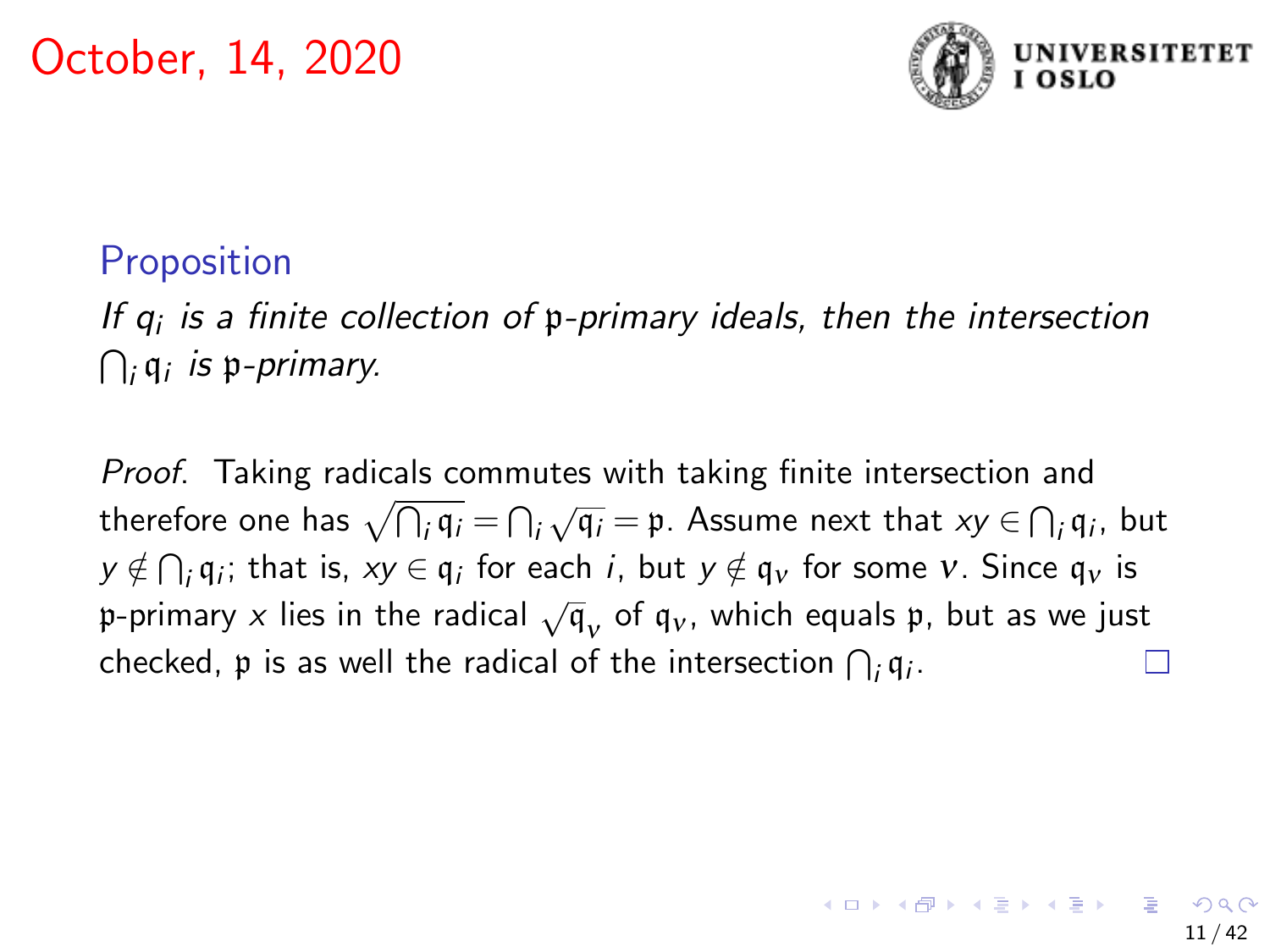October, 14, 2020

**Proposition**

*If $q_i$ is a finite collection of $\mathfrak{p}$-primary ideals, then the intersection $\bigcap_i \mathfrak{q}_i$ is $\mathfrak{p}$-primary.*

*Proof.* Taking radicals commutes with taking finite intersection and therefore one has $\sqrt{\bigcap_i \mathfrak{q}_i} = \bigcap_i \sqrt{\mathfrak{q}_i} = \mathfrak{p}$. Assume next that $xy \in \bigcap_i \mathfrak{q}_i$, but $y \notin \bigcap_i \mathfrak{q}_i$; that is, $xy \in \mathfrak{q}_i$ for each $i$, but $y \notin \mathfrak{q}_\nu$ for some $\nu$. Since $\mathfrak{q}_\nu$ is $\mathfrak{p}$-primary $x$ lies in the radical $\sqrt{\mathfrak{q}_\nu}$ of $\mathfrak{q}_\nu$, which equals $\mathfrak{p}$, but as we just checked, $\mathfrak{p}$ is as well the radical of the intersection $\bigcap_i \mathfrak{q}_i$. □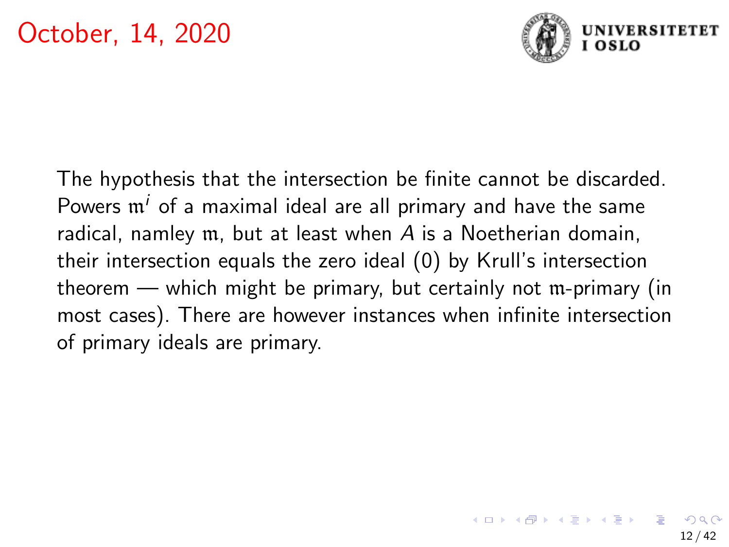The hypothesis that the intersection be finite cannot be discarded. Powers $\mathfrak{m}^i$ of a maximal ideal are all primary and have the same radical, namley $\mathfrak{m}$, but at least when $A$ is a Noetherian domain, their intersection equals the zero ideal $(0)$ by Krull's intersection theorem — which might be primary, but certainly not $\mathfrak{m}$-primary (in most cases). There are however instances when infinite intersection of primary ideals are primary.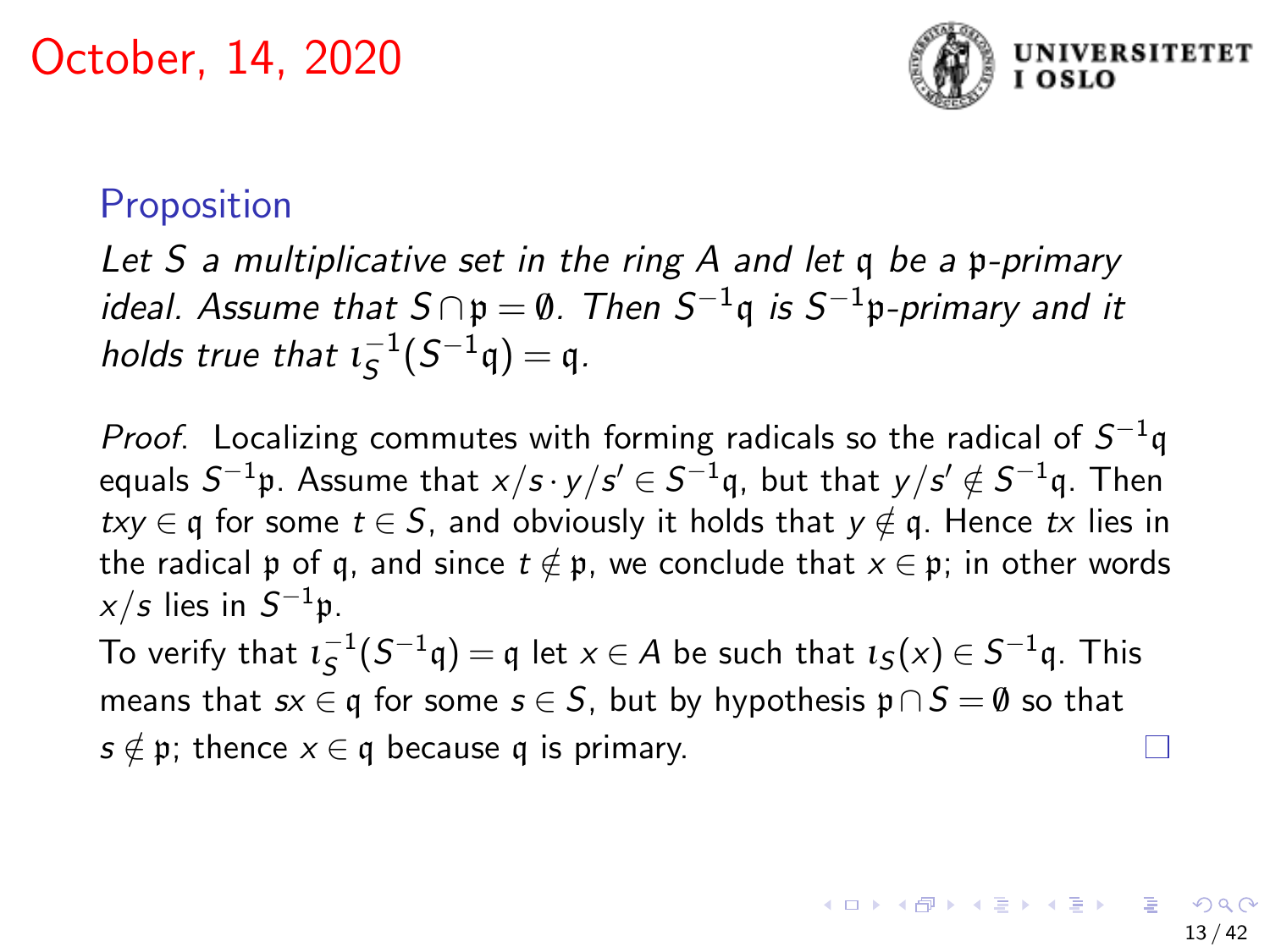October, 14, 2020

**Proposition**

*Let $S$ a multiplicative set in the ring $A$ and let $\mathfrak{q}$ be a $\mathfrak{p}$-primary ideal. Assume that $S \cap \mathfrak{p} = \emptyset$. Then $S^{-1}\mathfrak{q}$ is $S^{-1}\mathfrak{p}$-primary and it holds true that $\iota_S^{-1}(S^{-1}\mathfrak{q}) = \mathfrak{q}$.*

*Proof.* Localizing commutes with forming radicals so the radical of $S^{-1}\mathfrak{q}$ equals $S^{-1}\mathfrak{p}$. Assume that $x/s \cdot y/s' \in S^{-1}\mathfrak{q}$, but that $y/s' \notin S^{-1}\mathfrak{q}$. Then $txy \in \mathfrak{q}$ for some $t \in S$, and obviously it holds that $y \notin \mathfrak{q}$. Hence $tx$ lies in the radical $\mathfrak{p}$ of $\mathfrak{q}$, and since $t \notin \mathfrak{p}$, we conclude that $x \in \mathfrak{p}$; in other words $x/s$ lies in $S^{-1}\mathfrak{p}$.

To verify that $\iota_S^{-1}(S^{-1}\mathfrak{q}) = \mathfrak{q}$ let $x \in A$ be such that $\iota_S(x) \in S^{-1}\mathfrak{q}$. This means that $sx \in \mathfrak{q}$ for some $s \in S$, but by hypothesis $\mathfrak{p} \cap S = \emptyset$ so that $s \notin \mathfrak{p}$; thence $x \in \mathfrak{q}$ because $\mathfrak{q}$ is primary. □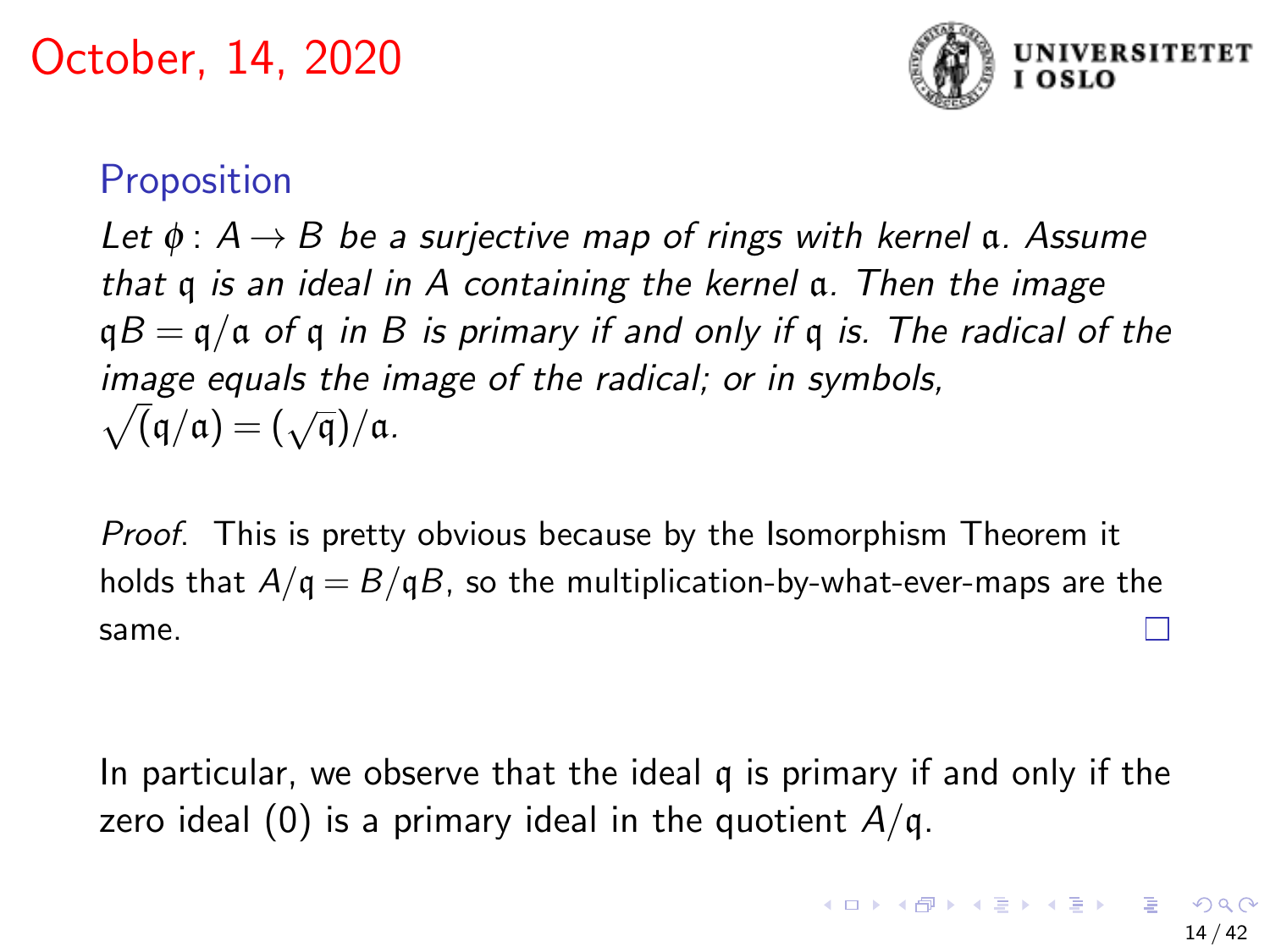October, 14, 2020

**Proposition**

*Let $\phi : A \to B$ be a surjective map of rings with kernel $\mathfrak{a}$. Assume that $\mathfrak{q}$ is an ideal in $A$ containing the kernel $\mathfrak{a}$. Then the image $\mathfrak{q}B = \mathfrak{q}/\mathfrak{a}$ of $\mathfrak{q}$ in $B$ is primary if and only if $\mathfrak{q}$ is. The radical of the image equals the image of the radical; or in symbols, $\sqrt{(}\mathfrak{q}/\mathfrak{a}) = (\sqrt{\mathfrak{q}})/\mathfrak{a}$.*

*Proof.* This is pretty obvious because by the Isomorphism Theorem it holds that $A/\mathfrak{q} = B/\mathfrak{q}B$, so the multiplication-by-what-ever-maps are the same. □

In particular, we observe that the ideal $\mathfrak{q}$ is primary if and only if the zero ideal $(0)$ is a primary ideal in the quotient $A/\mathfrak{q}$.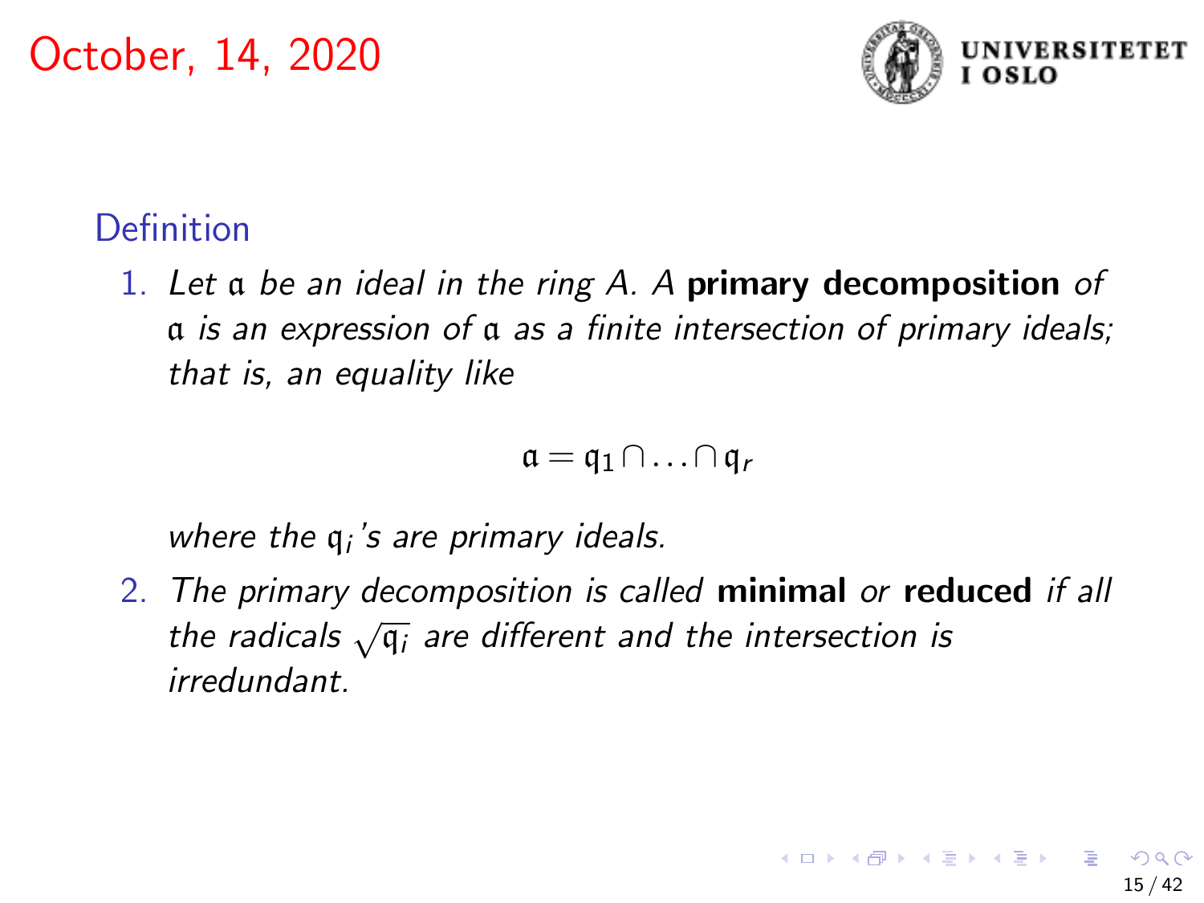October, 14, 2020

## Definition

1. *Let* $\mathfrak{a}$ *be an ideal in the ring A. A* **primary decomposition** *of* $\mathfrak{a}$ *is an expression of* $\mathfrak{a}$ *as a finite intersection of primary ideals; that is, an equality like*

$$\mathfrak{a} = \mathfrak{q}_1 \cap \ldots \cap \mathfrak{q}_r$$

*where the* $\mathfrak{q}_i$*'s are primary ideals.*

2. *The primary decomposition is called* **minimal** *or* **reduced** *if all the radicals* $\sqrt{\mathfrak{q}_i}$ *are different and the intersection is irredundant.*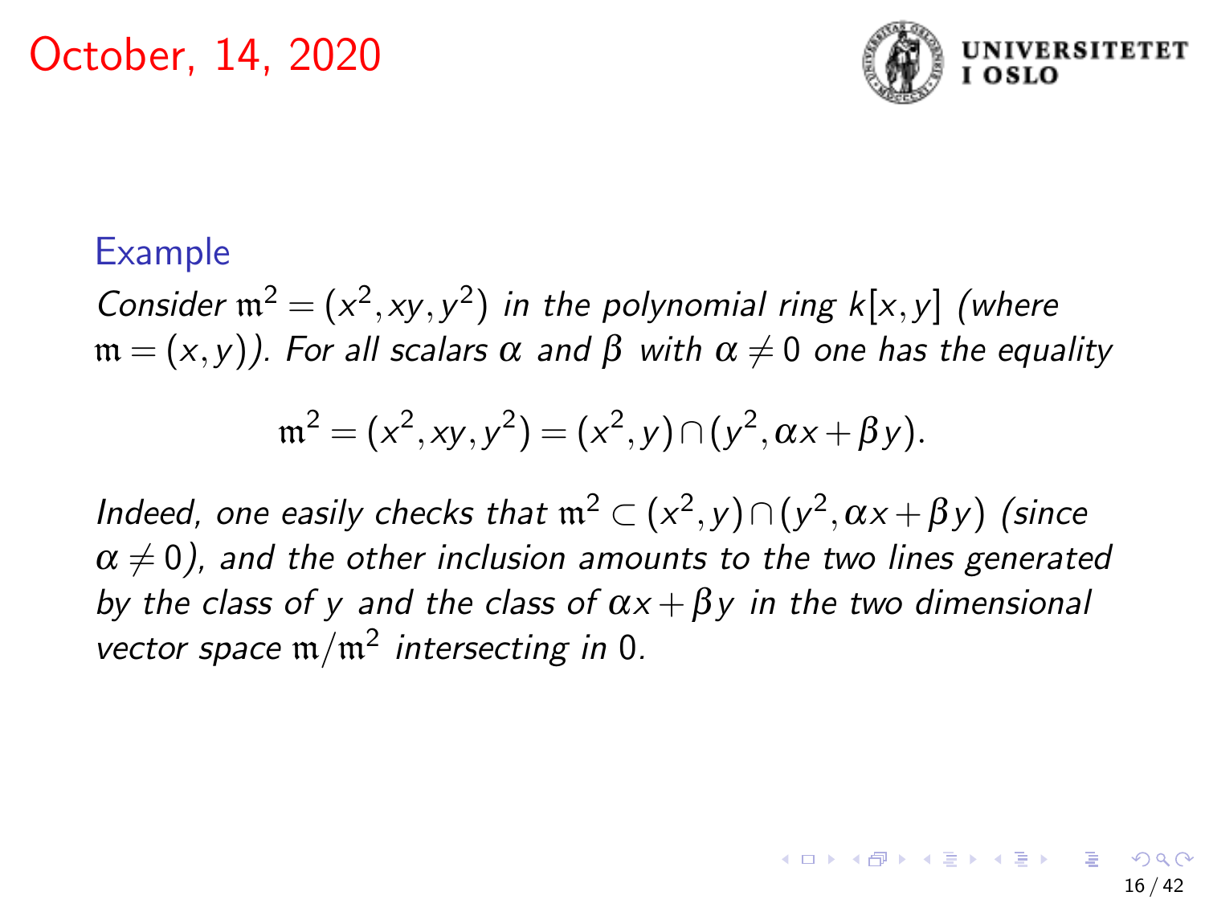October, 14, 2020

### Example

*Consider* $\mathfrak{m}^2 = (x^2, xy, y^2)$ *in the polynomial ring* $k[x,y]$ *(where* $\mathfrak{m} = (x,y)$*). For all scalars* $\alpha$ *and* $\beta$ *with* $\alpha \neq 0$ *one has the equality*

$$\mathfrak{m}^2 = (x^2, xy, y^2) = (x^2, y) \cap (y^2, \alpha x + \beta y).$$

*Indeed, one easily checks that* $\mathfrak{m}^2 \subset (x^2, y) \cap (y^2, \alpha x + \beta y)$ *(since* $\alpha \neq 0$*), and the other inclusion amounts to the two lines generated by the class of* $y$ *and the class of* $\alpha x + \beta y$ *in the two dimensional vector space* $\mathfrak{m}/\mathfrak{m}^2$ *intersecting in* $0$*.*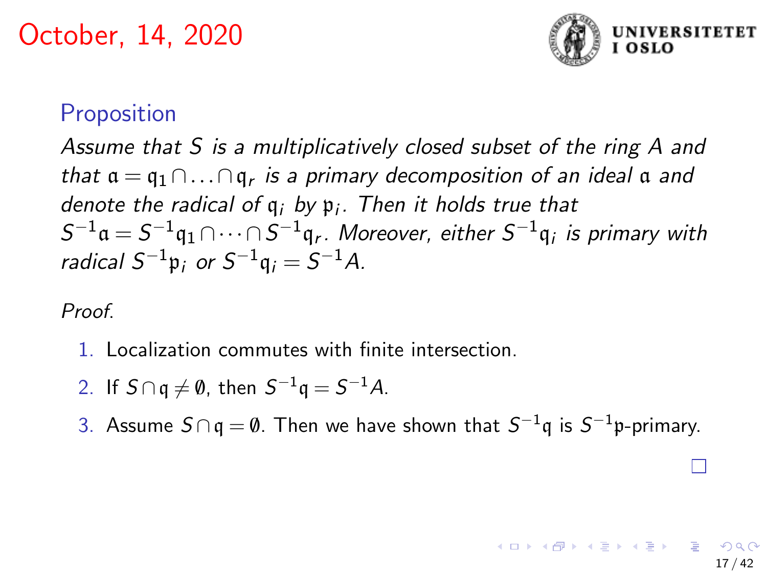October, 14, 2020

## Proposition

*Assume that $S$ is a multiplicatively closed subset of the ring $A$ and that $\mathfrak{a} = \mathfrak{q}_1 \cap \ldots \cap \mathfrak{q}_r$ is a primary decomposition of an ideal $\mathfrak{a}$ and denote the radical of $\mathfrak{q}_i$ by $\mathfrak{p}_i$. Then it holds true that $S^{-1}\mathfrak{a} = S^{-1}\mathfrak{q}_1 \cap \cdots \cap S^{-1}\mathfrak{q}_r$. Moreover, either $S^{-1}\mathfrak{q}_i$ is primary with radical $S^{-1}\mathfrak{p}_i$ or $S^{-1}\mathfrak{q}_i = S^{-1}A$.*

*Proof.*

1. Localization commutes with finite intersection.
2. If $S \cap \mathfrak{q} \neq \emptyset$, then $S^{-1}\mathfrak{q} = S^{-1}A$.
3. Assume $S \cap \mathfrak{q} = \emptyset$. Then we have shown that $S^{-1}\mathfrak{q}$ is $S^{-1}\mathfrak{p}$-primary.

□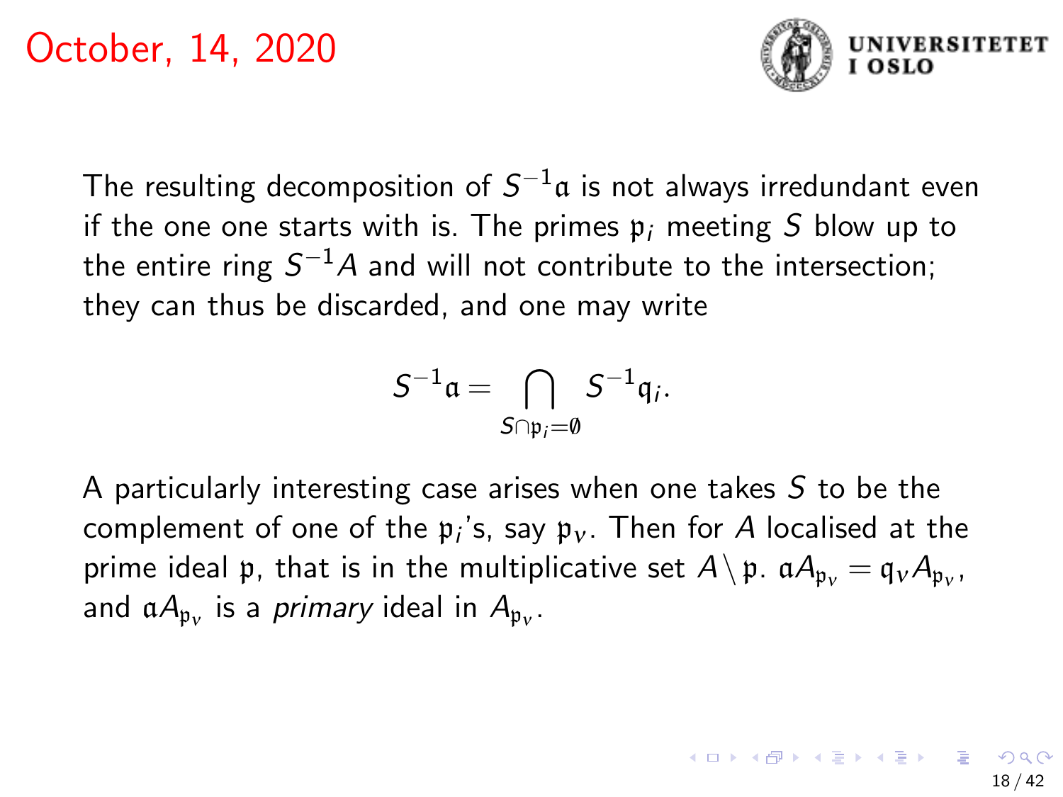October, 14, 2020

The resulting decomposition of $S^{-1}\mathfrak{a}$ is not always irredundant even if the one one starts with is. The primes $\mathfrak{p}_i$ meeting $S$ blow up to the entire ring $S^{-1}A$ and will not contribute to the intersection; they can thus be discarded, and one may write

$$S^{-1}\mathfrak{a} = \bigcap_{S\cap\mathfrak{p}_i=\emptyset} S^{-1}\mathfrak{q}_i.$$

A particularly interesting case arises when one takes $S$ to be the complement of one of the $\mathfrak{p}_i$'s, say $\mathfrak{p}_\nu$. Then for $A$ localised at the prime ideal $\mathfrak{p}$, that is in the multiplicative set $A \setminus \mathfrak{p}$. $\mathfrak{a}A_{\mathfrak{p}_\nu} = \mathfrak{q}_\nu A_{\mathfrak{p}_\nu}$, and $\mathfrak{a}A_{\mathfrak{p}_\nu}$ is a *primary* ideal in $A_{\mathfrak{p}_\nu}$.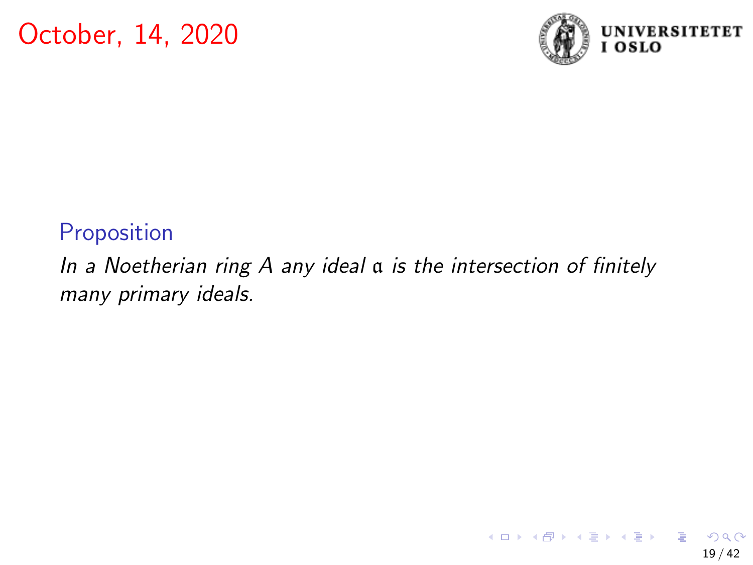October, 14, 2020

**Proposition**

*In a Noetherian ring $A$ any ideal $\mathfrak{a}$ is the intersection of finitely many primary ideals.*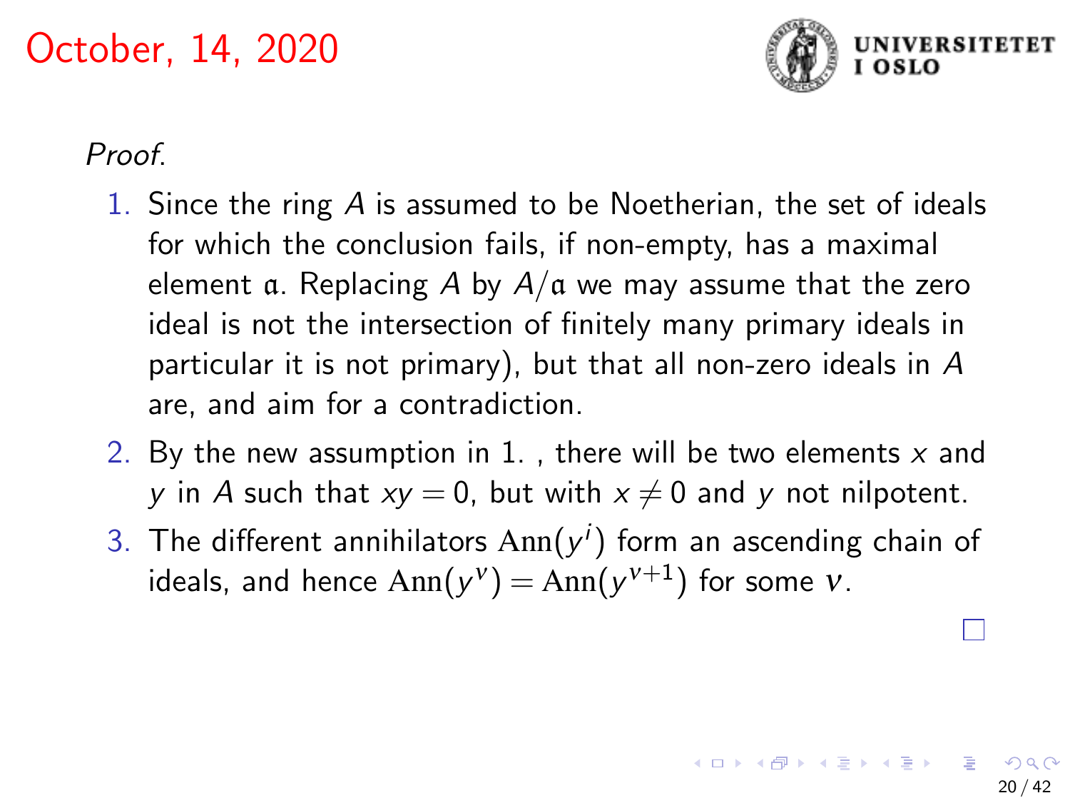*Proof.*

1. Since the ring $A$ is assumed to be Noetherian, the set of ideals for which the conclusion fails, if non-empty, has a maximal element $\mathfrak{a}$. Replacing $A$ by $A/\mathfrak{a}$ we may assume that the zero ideal is not the intersection of finitely many primary ideals in particular it is not primary), but that all non-zero ideals in $A$ are, and aim for a contradiction.
2. By the new assumption in 1. , there will be two elements $x$ and $y$ in $A$ such that $xy = 0$, but with $x \neq 0$ and $y$ not nilpotent.
3. The different annihilators $\mathrm{Ann}(y^i)$ form an ascending chain of ideals, and hence $\mathrm{Ann}(y^\nu) = \mathrm{Ann}(y^{\nu+1})$ for some $\nu$.

□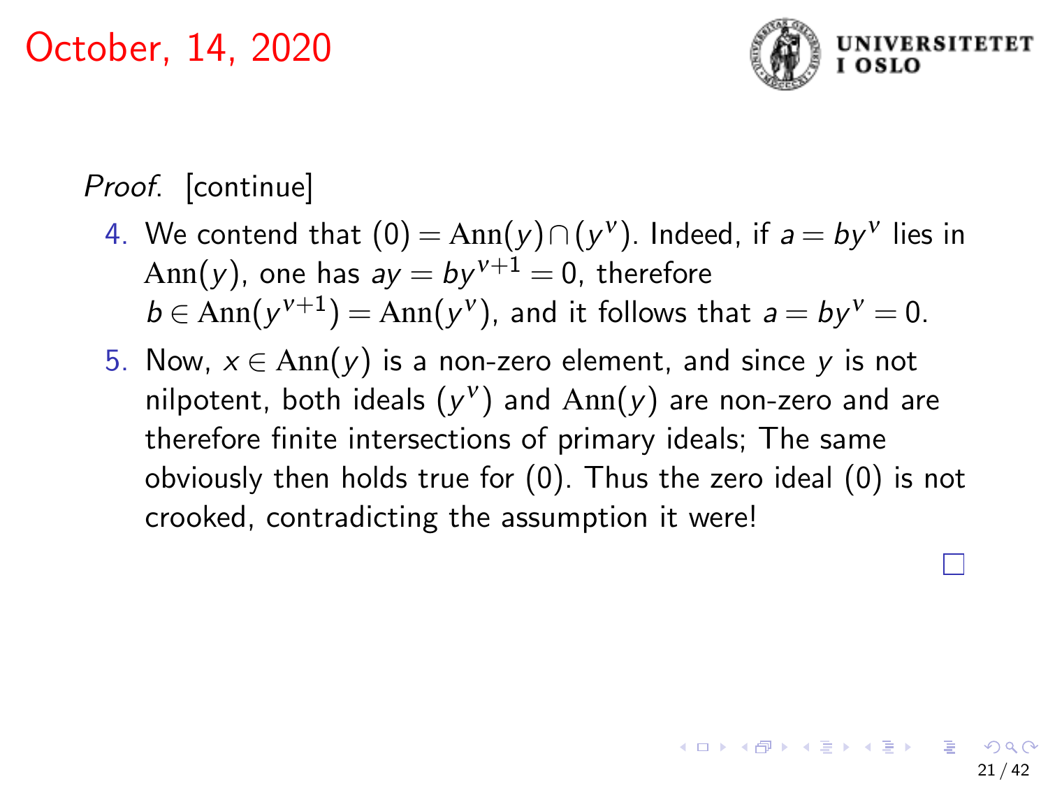October, 14, 2020

*Proof.* [continue]

4. We contend that $(0) = \mathrm{Ann}(y) \cap (y^\nu)$. Indeed, if $a = by^\nu$ lies in $\mathrm{Ann}(y)$, one has $ay = by^{\nu+1} = 0$, therefore $b \in \mathrm{Ann}(y^{\nu+1}) = \mathrm{Ann}(y^\nu)$, and it follows that $a = by^\nu = 0$.
5. Now, $x \in \mathrm{Ann}(y)$ is a non-zero element, and since $y$ is not nilpotent, both ideals $(y^\nu)$ and $\mathrm{Ann}(y)$ are non-zero and are therefore finite intersections of primary ideals; The same obviously then holds true for $(0)$. Thus the zero ideal $(0)$ is not crooked, contradicting the assumption it were!

□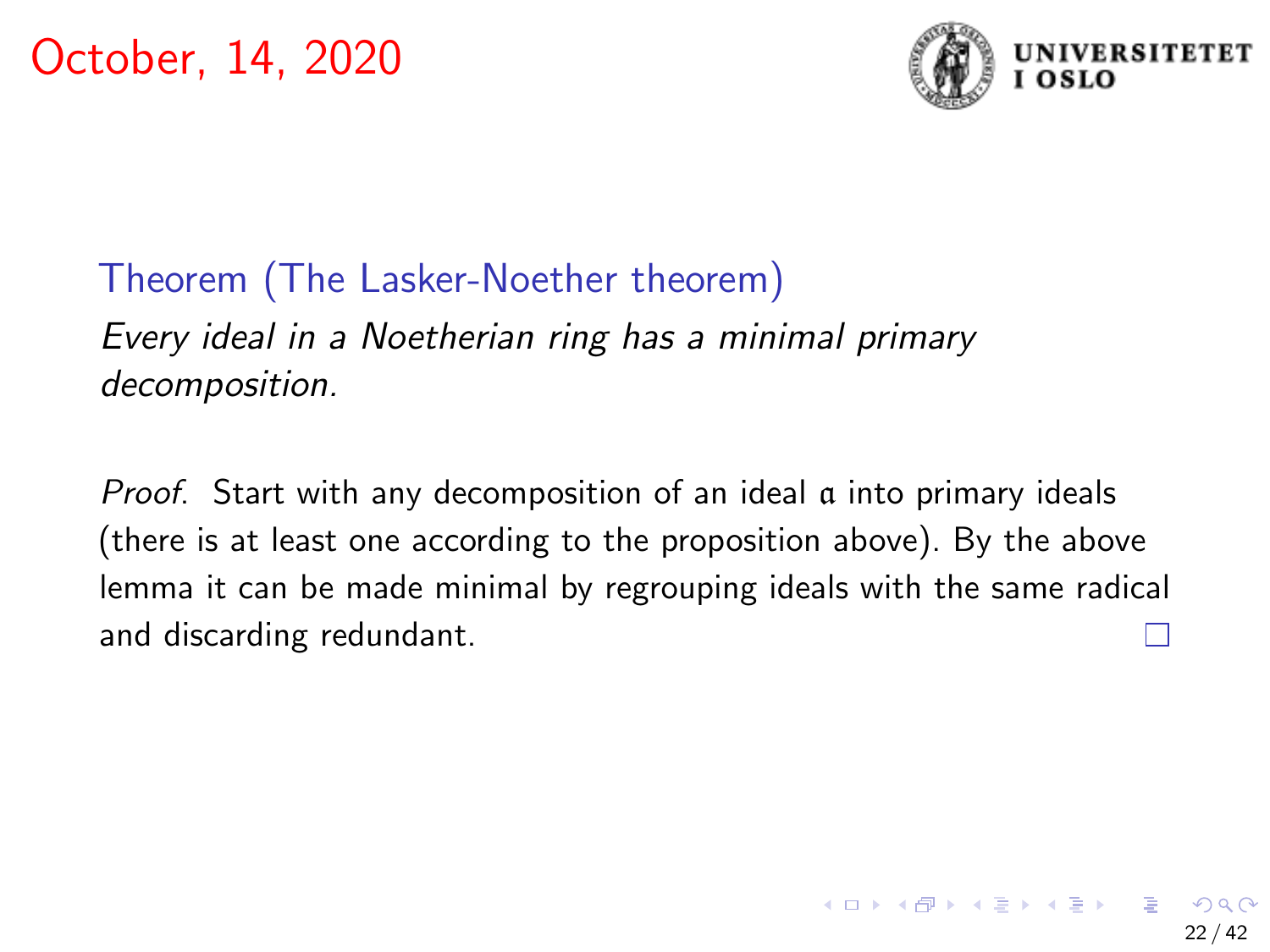October, 14, 2020

**Theorem (The Lasker-Noether theorem)**

*Every ideal in a Noetherian ring has a minimal primary decomposition.*

*Proof.* Start with any decomposition of an ideal $\mathfrak{a}$ into primary ideals (there is at least one according to the proposition above). By the above lemma it can be made minimal by regrouping ideals with the same radical and discarding redundant. □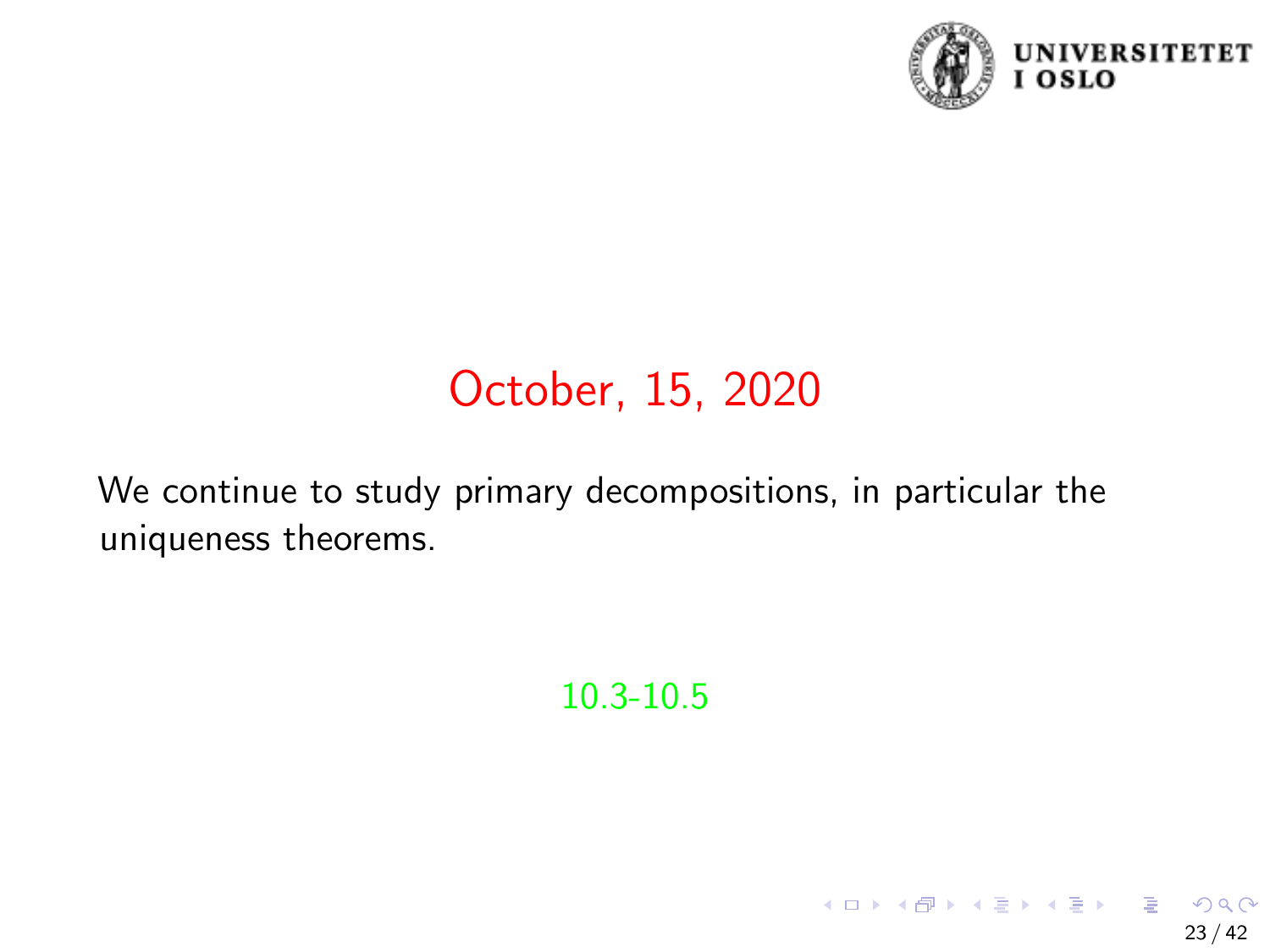# October, 15, 2020

We continue to study primary decompositions, in particular the uniqueness theorems.

10.3-10.5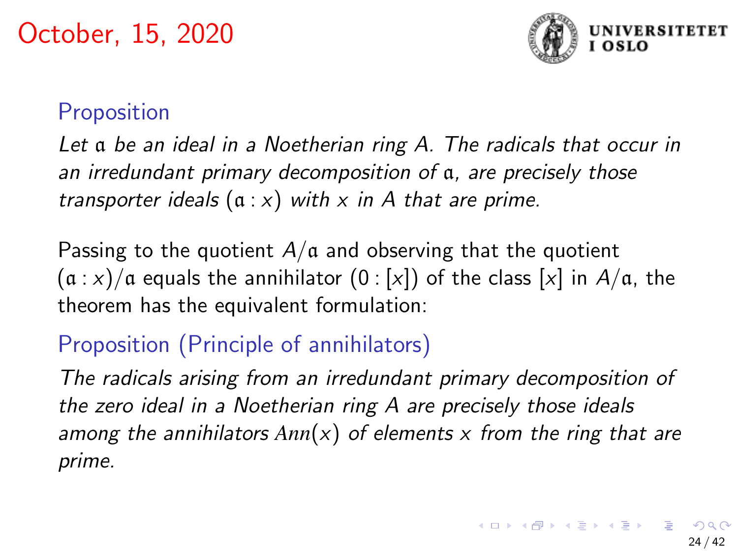October, 15, 2020

### Proposition

*Let $\mathfrak{a}$ be an ideal in a Noetherian ring $A$. The radicals that occur in an irredundant primary decomposition of $\mathfrak{a}$, are precisely those transporter ideals $(\mathfrak{a} : x)$ with $x$ in $A$ that are prime.*

Passing to the quotient $A/\mathfrak{a}$ and observing that the quotient $(\mathfrak{a} : x)/\mathfrak{a}$ equals the annihilator $(0 : [x])$ of the class $[x]$ in $A/\mathfrak{a}$, the theorem has the equivalent formulation:

### Proposition (Principle of annihilators)

*The radicals arising from an irredundant primary decomposition of the zero ideal in a Noetherian ring $A$ are precisely those ideals among the annihilators $Ann(x)$ of elements $x$ from the ring that are prime.*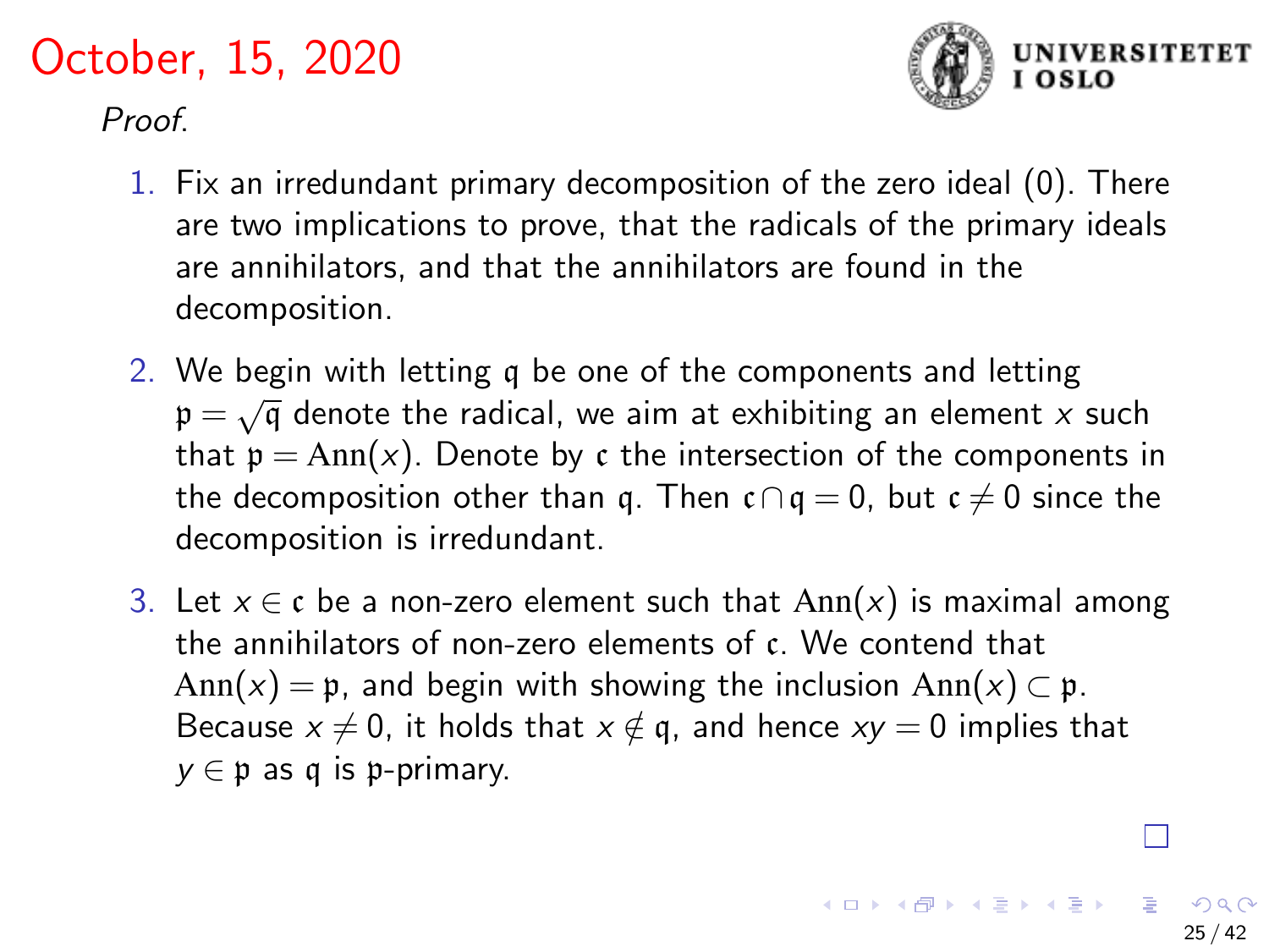# October, 15, 2020

*Proof.*

1. Fix an irredundant primary decomposition of the zero ideal (0). There are two implications to prove, that the radicals of the primary ideals are annihilators, and that the annihilators are found in the decomposition.

2. We begin with letting $\mathfrak{q}$ be one of the components and letting $\mathfrak{p} = \sqrt{\mathfrak{q}}$ denote the radical, we aim at exhibiting an element $x$ such that $\mathfrak{p} = \mathrm{Ann}(x)$. Denote by $\mathfrak{c}$ the intersection of the components in the decomposition other than $\mathfrak{q}$. Then $\mathfrak{c} \cap \mathfrak{q} = 0$, but $\mathfrak{c} \neq 0$ since the decomposition is irredundant.

3. Let $x \in \mathfrak{c}$ be a non-zero element such that $\mathrm{Ann}(x)$ is maximal among the annihilators of non-zero elements of $\mathfrak{c}$. We contend that $\mathrm{Ann}(x) = \mathfrak{p}$, and begin with showing the inclusion $\mathrm{Ann}(x) \subset \mathfrak{p}$. Because $x \neq 0$, it holds that $x \notin \mathfrak{q}$, and hence $xy = 0$ implies that $y \in \mathfrak{p}$ as $\mathfrak{q}$ is $\mathfrak{p}$-primary.

□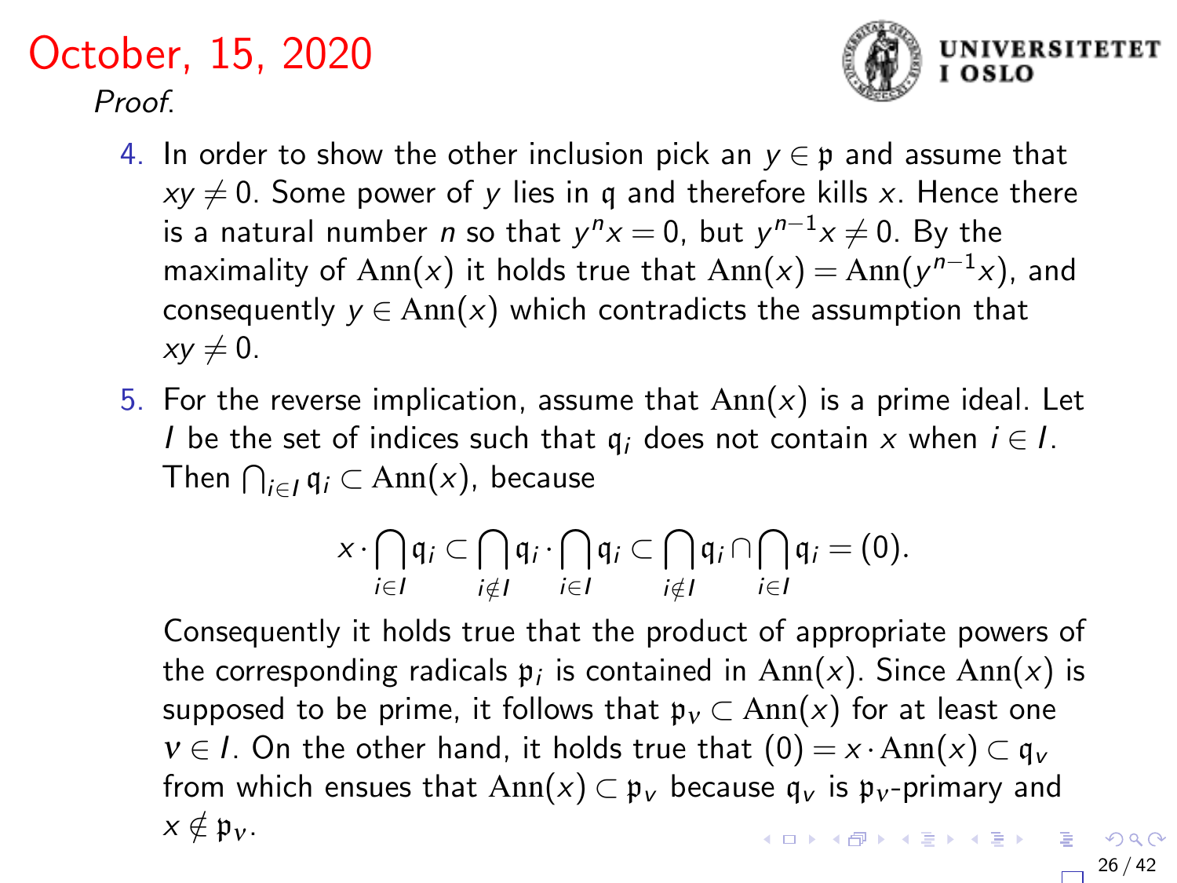# October, 15, 2020

*Proof.*

4. In order to show the other inclusion pick an $y \in \mathfrak{p}$ and assume that $xy \neq 0$. Some power of $y$ lies in $\mathfrak{q}$ and therefore kills $x$. Hence there is a natural number $n$ so that $y^n x = 0$, but $y^{n-1}x \neq 0$. By the maximality of $\mathrm{Ann}(x)$ it holds true that $\mathrm{Ann}(x) = \mathrm{Ann}(y^{n-1}x)$, and consequently $y \in \mathrm{Ann}(x)$ which contradicts the assumption that $xy \neq 0$.

5. For the reverse implication, assume that $\mathrm{Ann}(x)$ is a prime ideal. Let $I$ be the set of indices such that $\mathfrak{q}_i$ does not contain $x$ when $i \in I$. Then $\bigcap_{i \in I} \mathfrak{q}_i \subset \mathrm{Ann}(x)$, because

$$x \cdot \bigcap_{i \in I} \mathfrak{q}_i \subset \bigcap_{i \notin I} \mathfrak{q}_i \cdot \bigcap_{i \in I} \mathfrak{q}_i \subset \bigcap_{i \notin I} \mathfrak{q}_i \cap \bigcap_{i \in I} \mathfrak{q}_i = (0).$$

   Consequently it holds true that the product of appropriate powers of the corresponding radicals $\mathfrak{p}_i$ is contained in $\mathrm{Ann}(x)$. Since $\mathrm{Ann}(x)$ is supposed to be prime, it follows that $\mathfrak{p}_\nu \subset \mathrm{Ann}(x)$ for at least one $\nu \in I$. On the other hand, it holds true that $(0) = x \cdot \mathrm{Ann}(x) \subset \mathfrak{q}_\nu$ from which ensues that $\mathrm{Ann}(x) \subset \mathfrak{p}_\nu$ because $\mathfrak{q}_\nu$ is $\mathfrak{p}_\nu$-primary and $x \notin \mathfrak{p}_\nu$.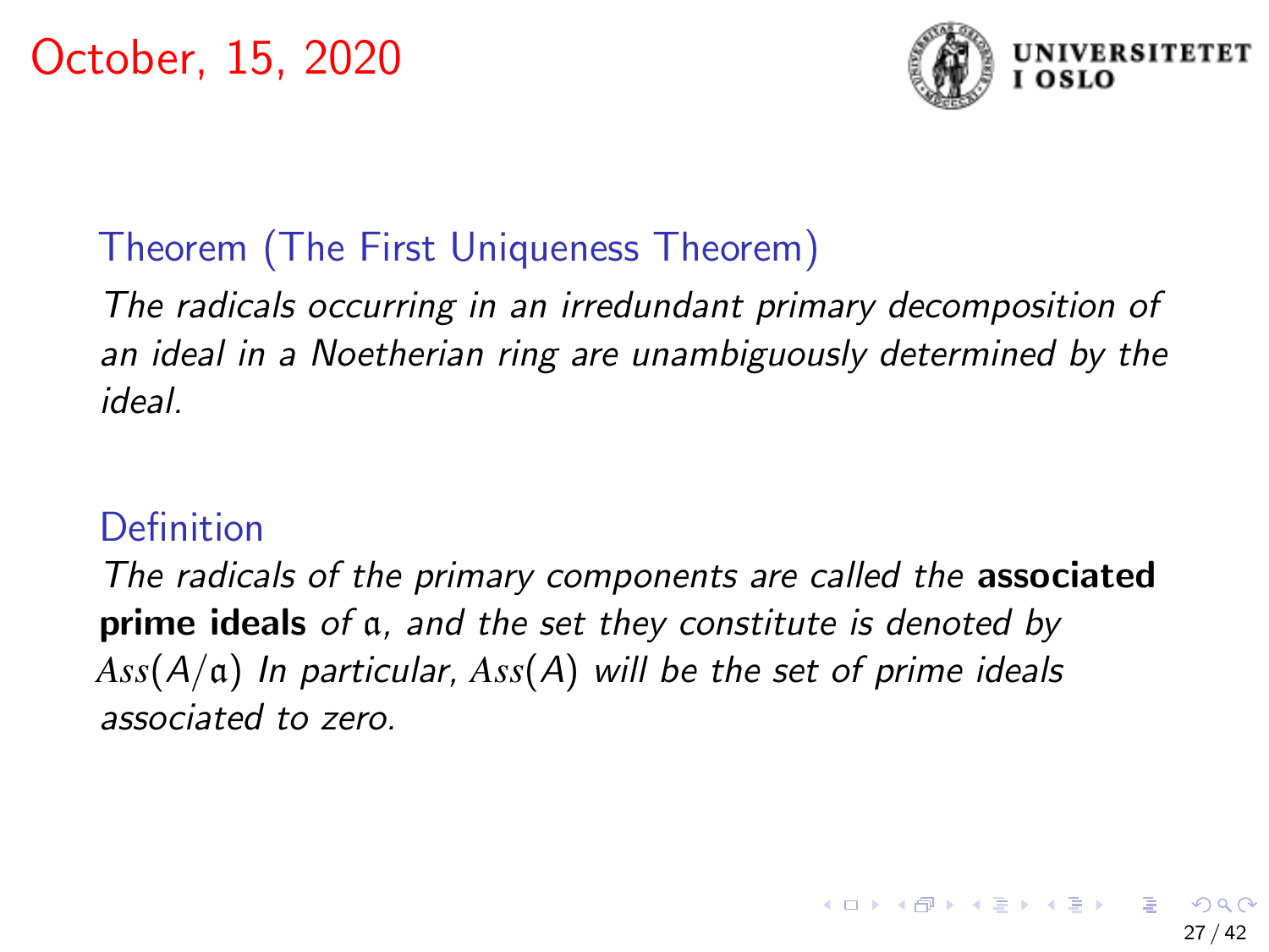October, 15, 2020

**Theorem (The First Uniqueness Theorem)**

*The radicals occurring in an irredundant primary decomposition of an ideal in a Noetherian ring are unambiguously determined by the ideal.*

**Definition**

*The radicals of the primary components are called the* **associated prime ideals** *of* $\mathfrak{a}$*, and the set they constitute is denoted by* $Ass(A/\mathfrak{a})$ *In particular,* $Ass(A)$ *will be the set of prime ideals associated to zero.*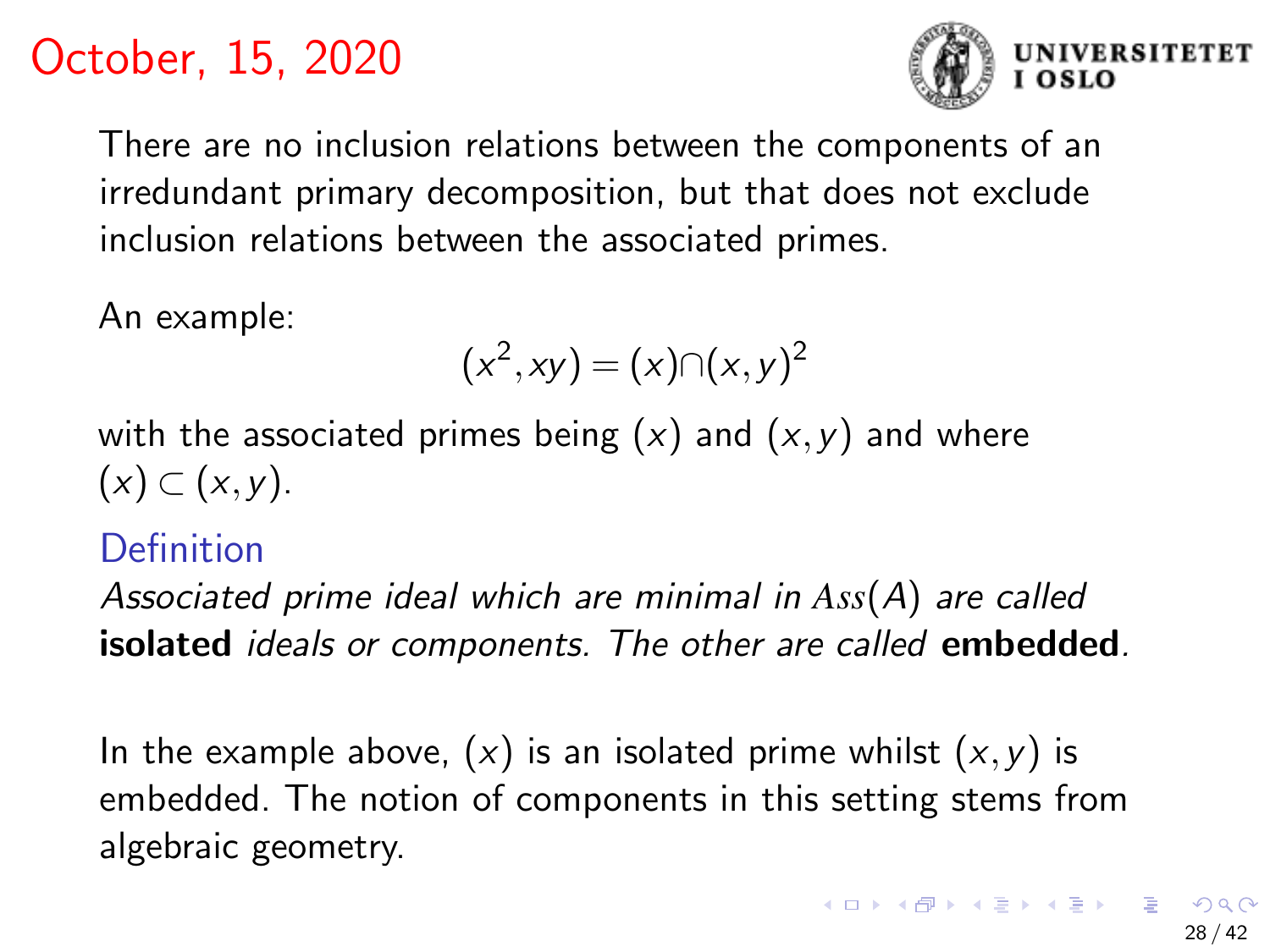## October, 15, 2020

There are no inclusion relations between the components of an irredundant primary decomposition, but that does not exclude inclusion relations between the associated primes.

An example:

$$(x^2, xy) = (x) \cap (x, y)^2$$

with the associated primes being $(x)$ and $(x, y)$ and where $(x) \subset (x, y)$.

**Definition**

*Associated prime ideal which are minimal in $Ass(A)$ are called* **isolated** *ideals or components. The other are called* **embedded**.

In the example above, $(x)$ is an isolated prime whilst $(x, y)$ is embedded. The notion of components in this setting stems from algebraic geometry.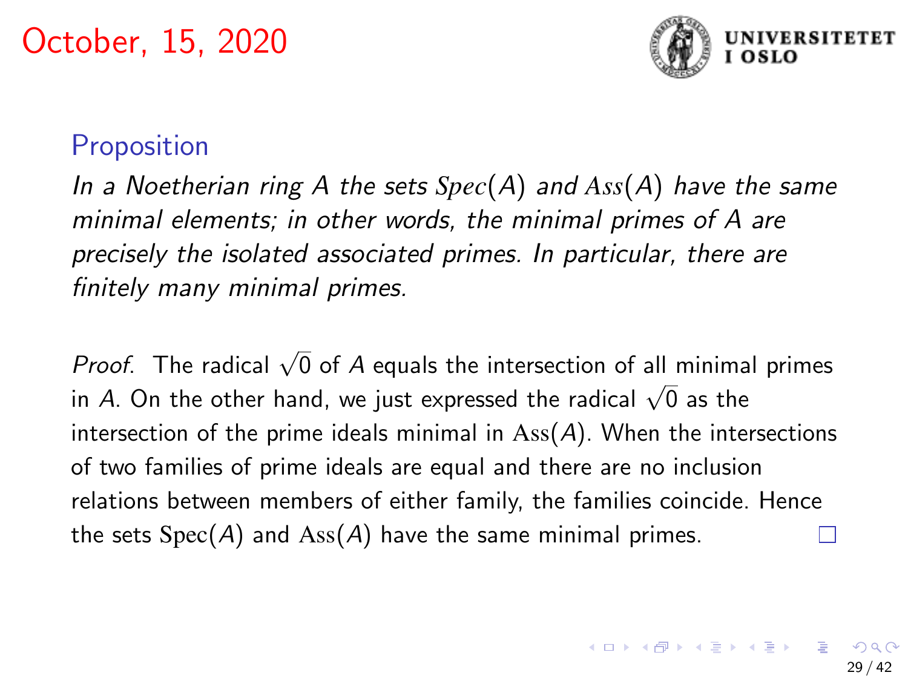October, 15, 2020

**Proposition**

*In a Noetherian ring $A$ the sets $Spec(A)$ and $Ass(A)$ have the same minimal elements; in other words, the minimal primes of $A$ are precisely the isolated associated primes. In particular, there are finitely many minimal primes.*

*Proof.* The radical $\sqrt{0}$ of $A$ equals the intersection of all minimal primes in $A$. On the other hand, we just expressed the radical $\sqrt{0}$ as the intersection of the prime ideals minimal in $\mathrm{Ass}(A)$. When the intersections of two families of prime ideals are equal and there are no inclusion relations between members of either family, the families coincide. Hence the sets $\mathrm{Spec}(A)$ and $\mathrm{Ass}(A)$ have the same minimal primes. □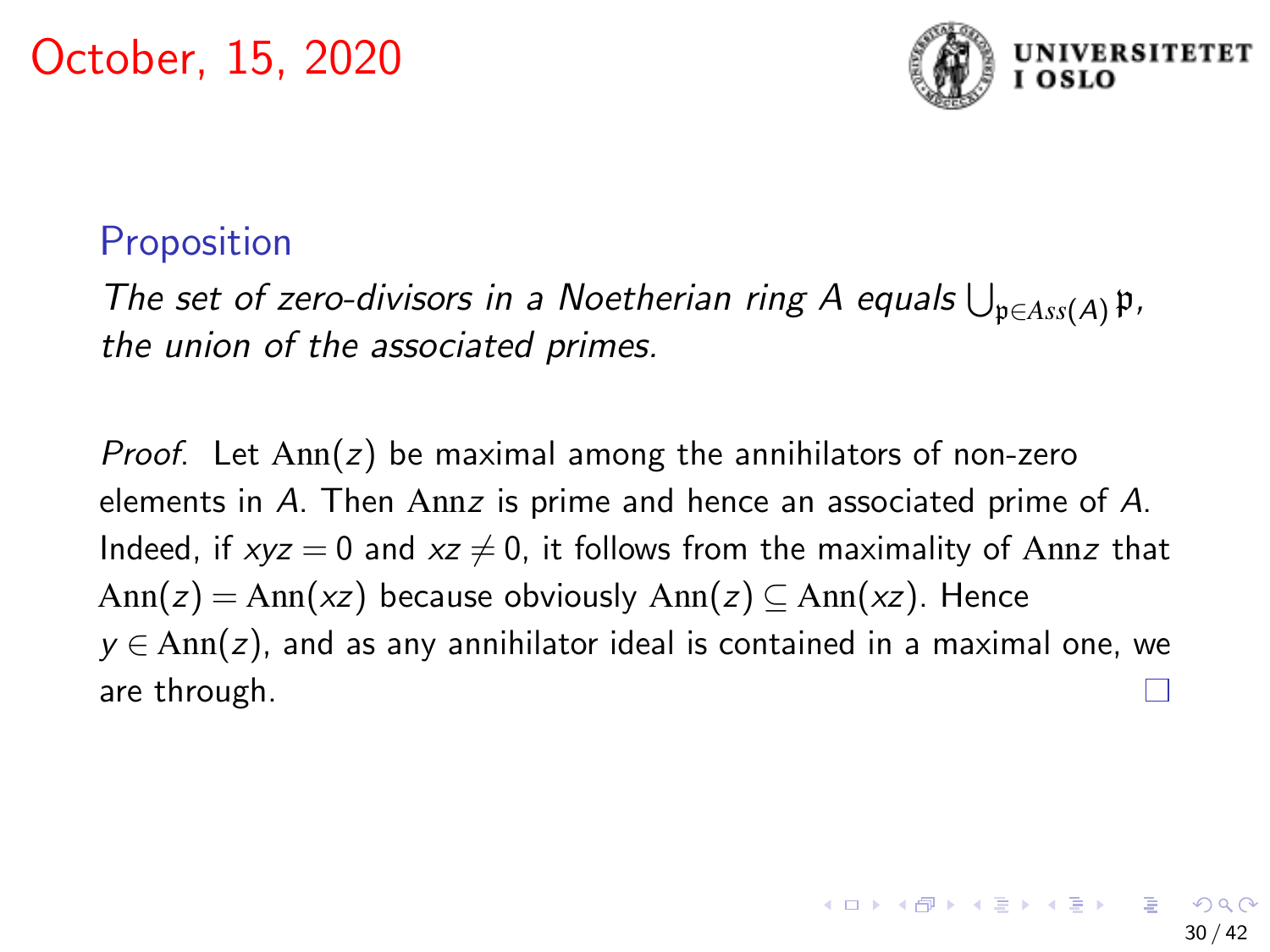October, 15, 2020

**Proposition**

*The set of zero-divisors in a Noetherian ring $A$ equals $\bigcup_{\mathfrak{p} \in Ass(A)} \mathfrak{p}$, the union of the associated primes.*

*Proof.* Let $\mathrm{Ann}(z)$ be maximal among the annihilators of non-zero elements in $A$. Then $\mathrm{Ann} z$ is prime and hence an associated prime of $A$. Indeed, if $xyz = 0$ and $xz \neq 0$, it follows from the maximality of $\mathrm{Ann} z$ that $\mathrm{Ann}(z) = \mathrm{Ann}(xz)$ because obviously $\mathrm{Ann}(z) \subseteq \mathrm{Ann}(xz)$. Hence $y \in \mathrm{Ann}(z)$, and as any annihilator ideal is contained in a maximal one, we are through. □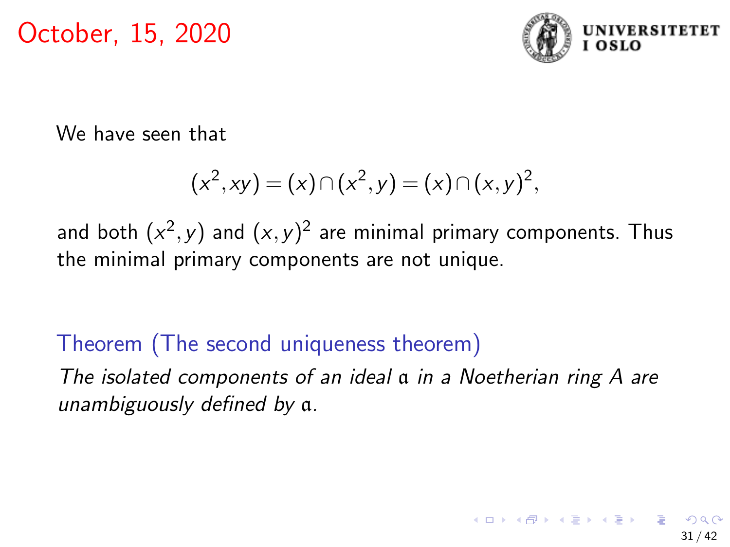October, 15, 2020

We have seen that

$$(x^2, xy) = (x) \cap (x^2, y) = (x) \cap (x, y)^2,$$

and both $(x^2, y)$ and $(x, y)^2$ are minimal primary components. Thus the minimal primary components are not unique.

**Theorem (The second uniqueness theorem)**

*The isolated components of an ideal $\mathfrak{a}$ in a Noetherian ring $A$ are unambiguously defined by $\mathfrak{a}$.*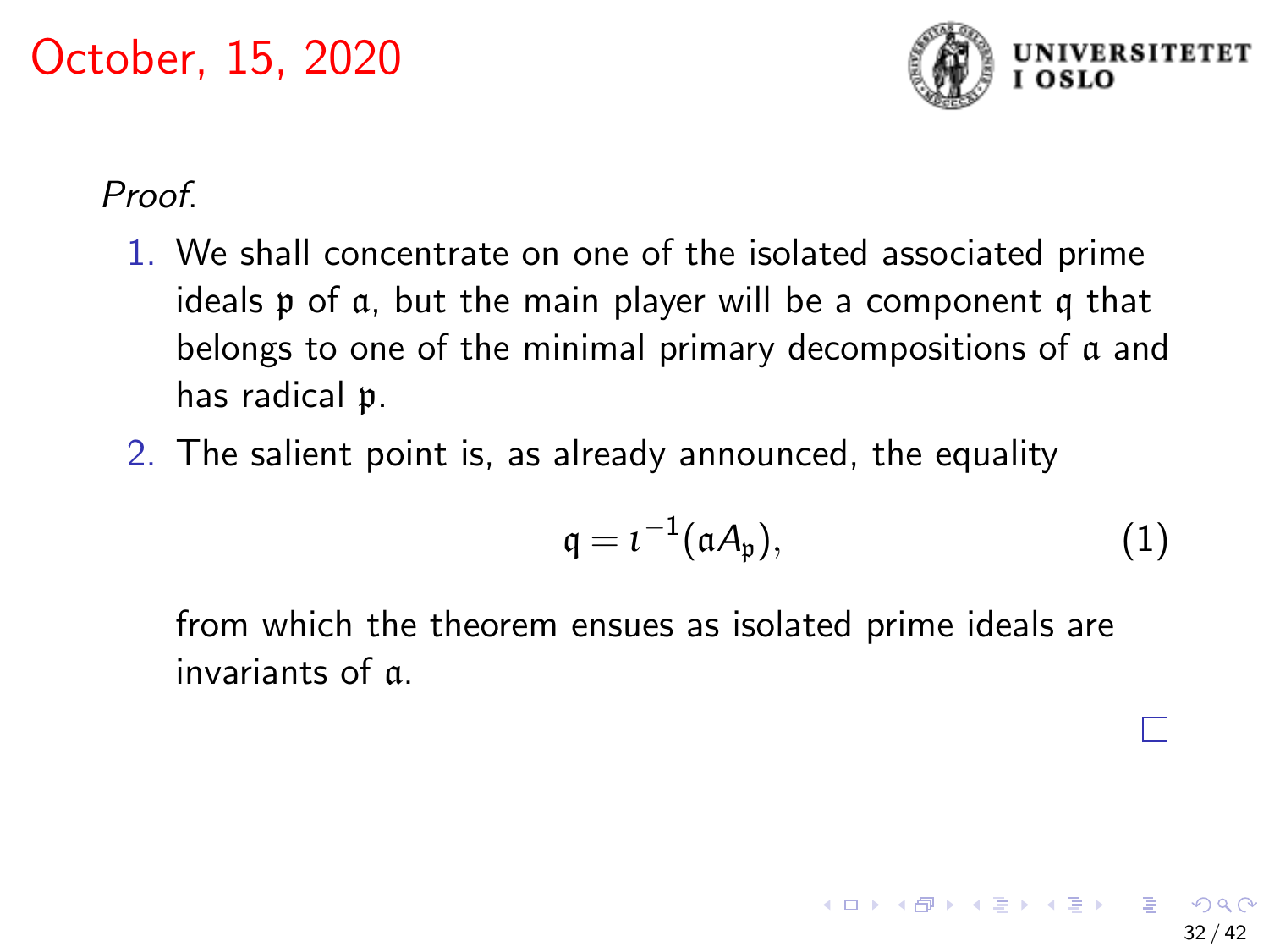# October, 15, 2020

*Proof.*

1. We shall concentrate on one of the isolated associated prime ideals $\mathfrak{p}$ of $\mathfrak{a}$, but the main player will be a component $\mathfrak{q}$ that belongs to one of the minimal primary decompositions of $\mathfrak{a}$ and has radical $\mathfrak{p}$.
2. The salient point is, as already announced, the equality

$$\mathfrak{q} = \iota^{-1}(\mathfrak{a}A_{\mathfrak{p}}), \tag{1}$$

from which the theorem ensues as isolated prime ideals are invariants of $\mathfrak{a}$.

□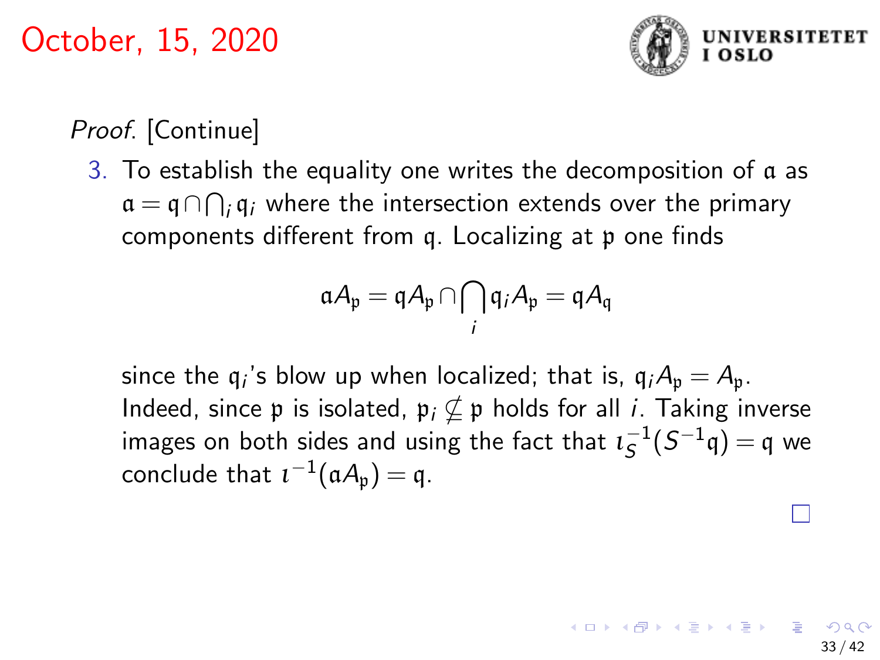*Proof.* [Continue]

3. To establish the equality one writes the decomposition of $\mathfrak{a}$ as $\mathfrak{a} = \mathfrak{q} \cap \bigcap_i \mathfrak{q}_i$ where the intersection extends over the primary components different from $\mathfrak{q}$. Localizing at $\mathfrak{p}$ one finds

$$\mathfrak{a}A_{\mathfrak{p}} = \mathfrak{q}A_{\mathfrak{p}} \cap \bigcap_i \mathfrak{q}_i A_{\mathfrak{p}} = \mathfrak{q}A_{\mathfrak{q}}$$

since the $\mathfrak{q}_i$'s blow up when localized; that is, $\mathfrak{q}_i A_{\mathfrak{p}} = A_{\mathfrak{p}}$. Indeed, since $\mathfrak{p}$ is isolated, $\mathfrak{p}_i \not\subseteq \mathfrak{p}$ holds for all $i$. Taking inverse images on both sides and using the fact that $\iota_S^{-1}(S^{-1}\mathfrak{q}) = \mathfrak{q}$ we conclude that $\iota^{-1}(\mathfrak{a}A_{\mathfrak{p}}) = \mathfrak{q}$.

□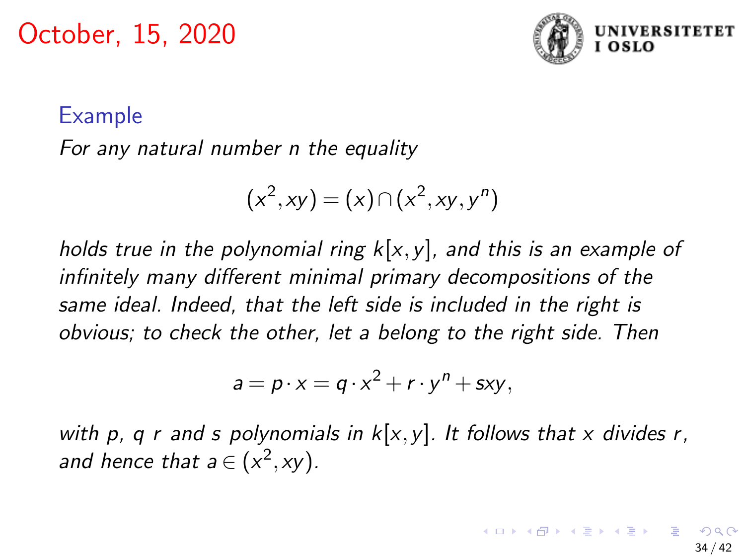October, 15, 2020

### Example

*For any natural number $n$ the equality*

$$(x^2, xy) = (x) \cap (x^2, xy, y^n)$$

*holds true in the polynomial ring $k[x,y]$, and this is an example of infinitely many different minimal primary decompositions of the same ideal. Indeed, that the left side is included in the right is obvious; to check the other, let $a$ belong to the right side. Then*

$$a = p \cdot x = q \cdot x^2 + r \cdot y^n + sxy,$$

*with $p$, $q$ $r$ and $s$ polynomials in $k[x,y]$. It follows that $x$ divides $r$, and hence that $a \in (x^2, xy)$.*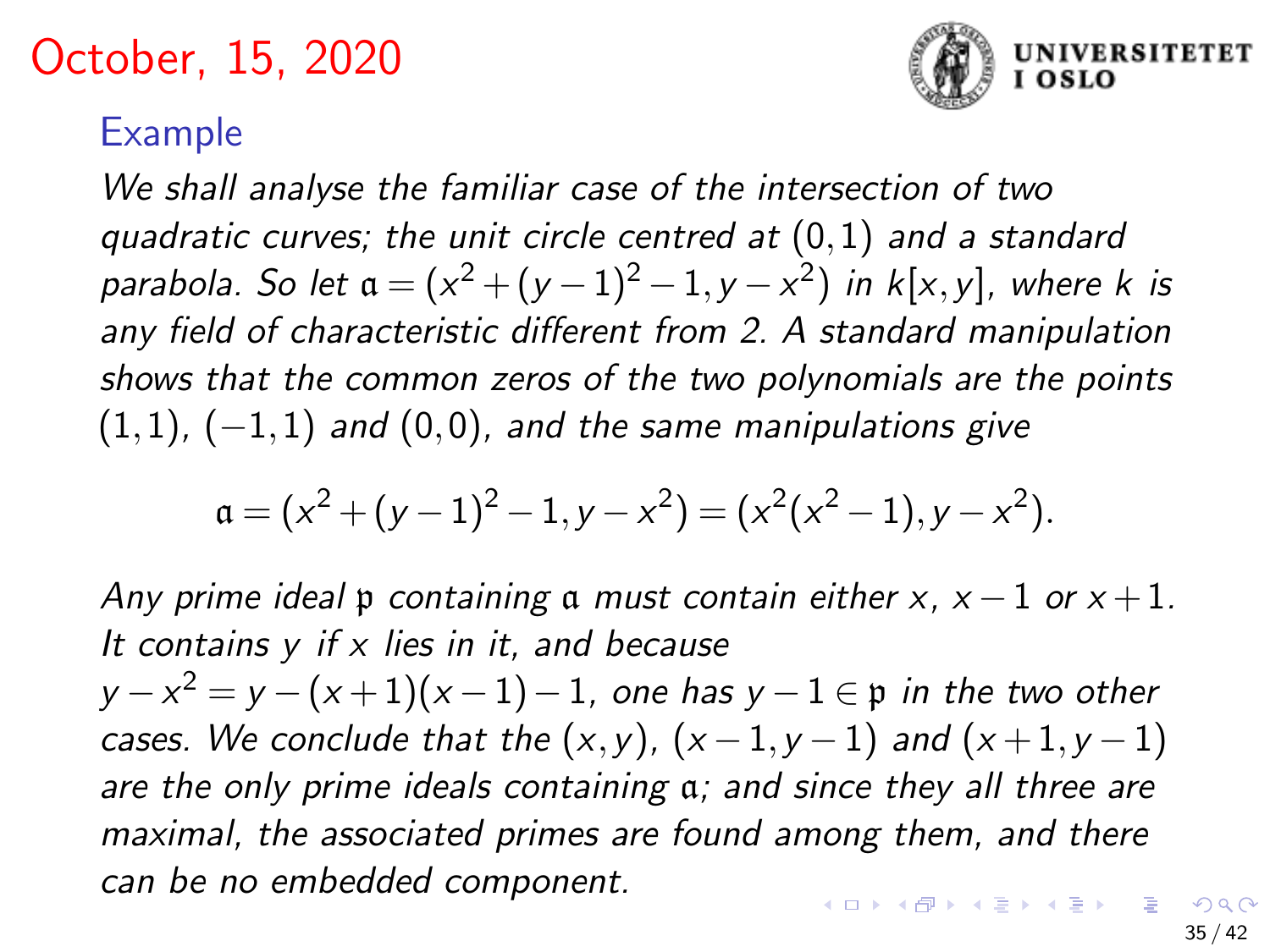# October, 15, 2020

## Example

*We shall analyse the familiar case of the intersection of two quadratic curves; the unit circle centred at $(0,1)$ and a standard parabola. So let $\mathfrak{a} = (x^2 + (y-1)^2 - 1, y - x^2)$ in $k[x,y]$, where $k$ is any field of characteristic different from 2. A standard manipulation shows that the common zeros of the two polynomials are the points $(1,1)$, $(-1,1)$ and $(0,0)$, and the same manipulations give*

$$\mathfrak{a} = (x^2 + (y-1)^2 - 1, y - x^2) = (x^2(x^2 - 1), y - x^2).$$

*Any prime ideal $\mathfrak{p}$ containing $\mathfrak{a}$ must contain either $x$, $x-1$ or $x+1$. It contains $y$ if $x$ lies in it, and because $y - x^2 = y - (x+1)(x-1) - 1$, one has $y - 1 \in \mathfrak{p}$ in the two other cases. We conclude that the $(x,y)$, $(x-1, y-1)$ and $(x+1, y-1)$ are the only prime ideals containing $\mathfrak{a}$; and since they all three are maximal, the associated primes are found among them, and there can be no embedded component.*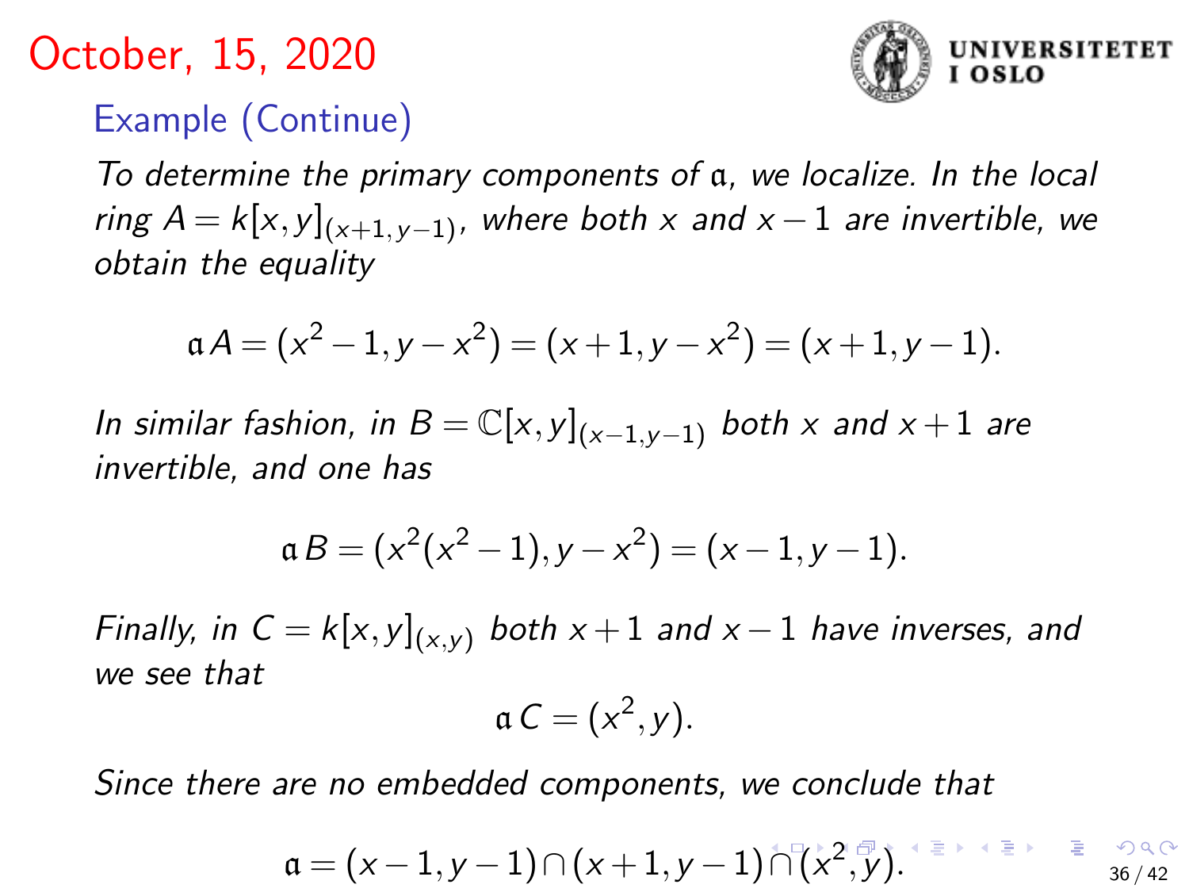October, 15, 2020

## Example (Continue)

*To determine the primary components of $\mathfrak{a}$, we localize. In the local ring $A = k[x,y]_{(x+1,y-1)}$, where both $x$ and $x-1$ are invertible, we obtain the equality*

$$\mathfrak{a}A = (x^2-1, y-x^2) = (x+1, y-x^2) = (x+1, y-1).$$

*In similar fashion, in $B = \mathbb{C}[x,y]_{(x-1,y-1)}$ both $x$ and $x+1$ are invertible, and one has*

$$\mathfrak{a}B = (x^2(x^2-1), y-x^2) = (x-1, y-1).$$

*Finally, in $C = k[x,y]_{(x,y)}$ both $x+1$ and $x-1$ have inverses, and we see that*

$$\mathfrak{a}C = (x^2, y).$$

*Since there are no embedded components, we conclude that*

$$\mathfrak{a} = (x-1, y-1) \cap (x+1, y-1) \cap (x^2, y).$$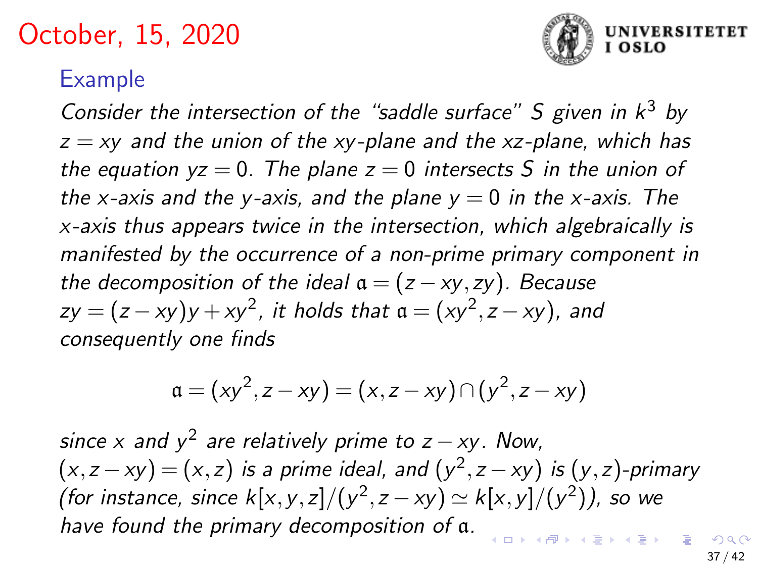# October, 15, 2020

## Example

*Consider the intersection of the "saddle surface" $S$ given in $k^3$ by $z = xy$ and the union of the $xy$-plane and the $xz$-plane, which has the equation $yz = 0$. The plane $z = 0$ intersects $S$ in the union of the $x$-axis and the $y$-axis, and the plane $y = 0$ in the $x$-axis. The $x$-axis thus appears twice in the intersection, which algebraically is manifested by the occurrence of a non-prime primary component in the decomposition of the ideal $\mathfrak{a} = (z - xy, zy)$. Because $zy = (z - xy)y + xy^2$, it holds that $\mathfrak{a} = (xy^2, z - xy)$, and consequently one finds*

$$\mathfrak{a} = (xy^2, z - xy) = (x, z - xy) \cap (y^2, z - xy)$$

*since $x$ and $y^2$ are relatively prime to $z - xy$. Now, $(x, z - xy) = (x, z)$ is a prime ideal, and $(y^2, z - xy)$ is $(y, z)$-primary (for instance, since $k[x, y, z]/(y^2, z - xy) \simeq k[x, y]/(y^2)$), so we have found the primary decomposition of $\mathfrak{a}$.*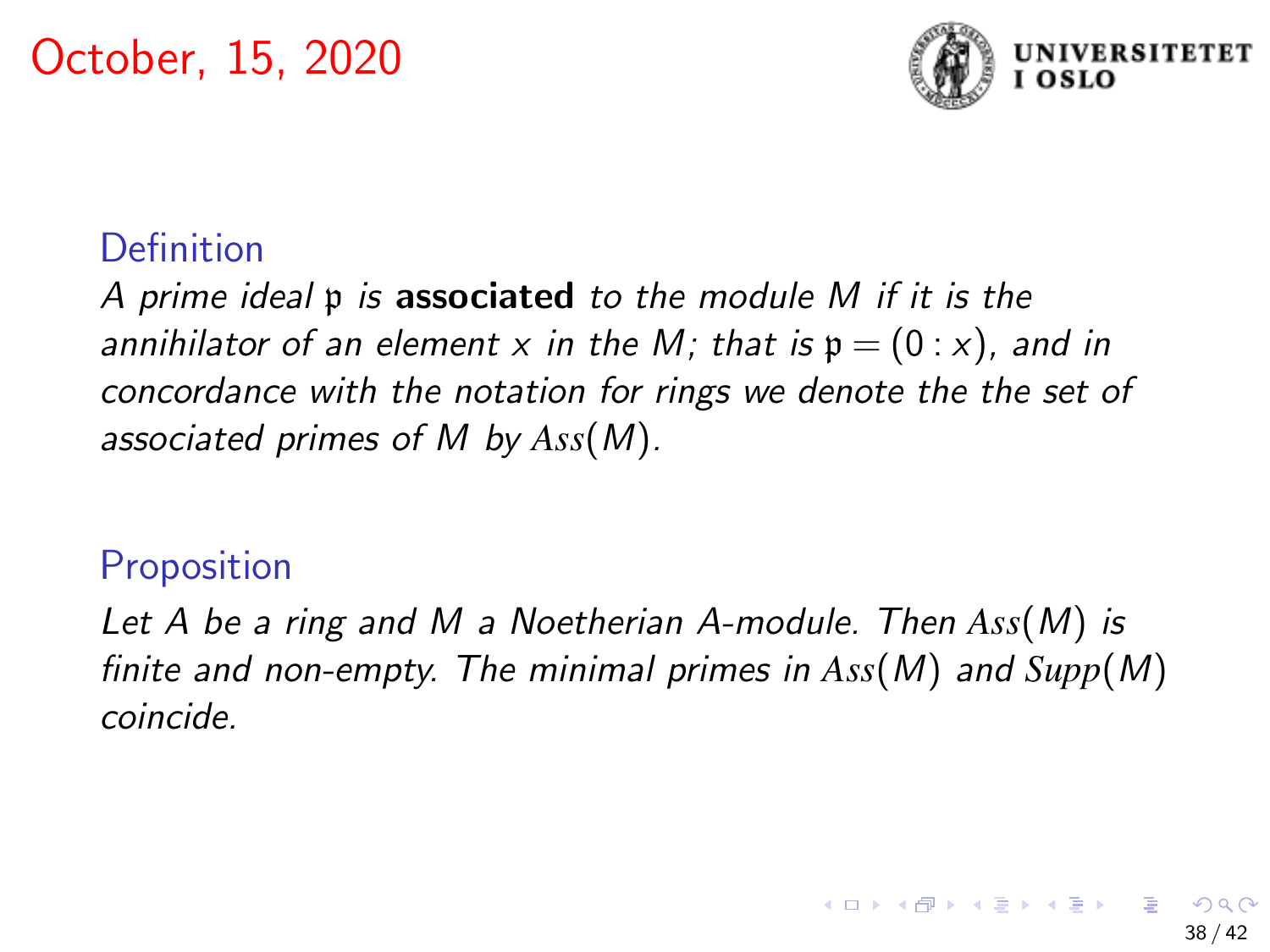October, 15, 2020

### Definition

*A prime ideal $\mathfrak{p}$ is* **associated** *to the module $M$ if it is the annihilator of an element $x$ in the $M$; that is $\mathfrak{p} = (0 : x)$, and in concordance with the notation for rings we denote the the set of associated primes of $M$ by $Ass(M)$.*

### Proposition

*Let $A$ be a ring and $M$ a Noetherian $A$-module. Then $Ass(M)$ is finite and non-empty. The minimal primes in $Ass(M)$ and $Supp(M)$ coincide.*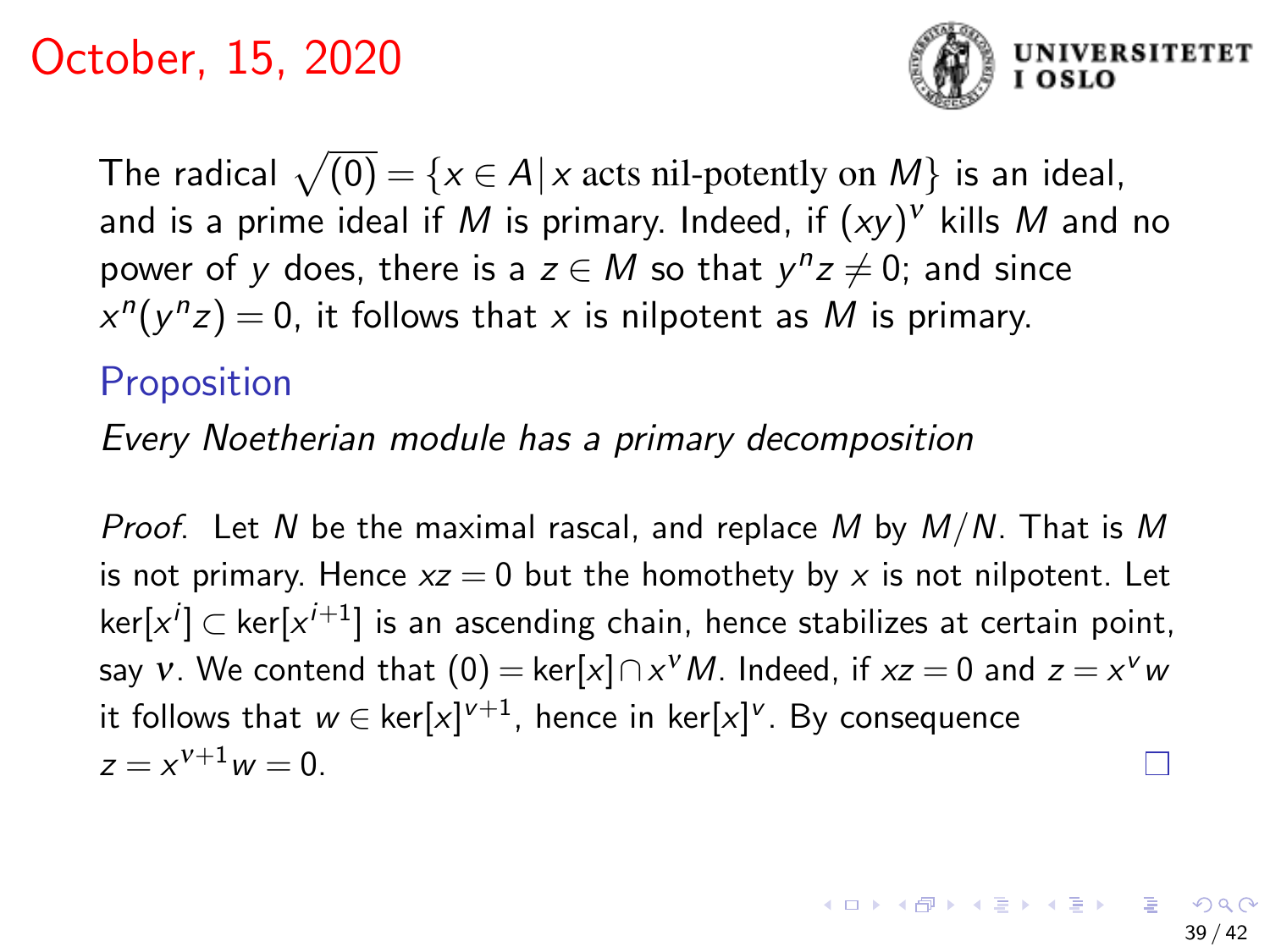# October, 15, 2020

The radical $\sqrt{(0)} = \{x \in A | x \text{ acts nil-potently on } M\}$ is an ideal, and is a prime ideal if $M$ is primary. Indeed, if $(xy)^\nu$ kills $M$ and no power of $y$ does, there is a $z \in M$ so that $y^n z \neq 0$; and since $x^n(y^n z) = 0$, it follows that $x$ is nilpotent as $M$ is primary.

### Proposition

*Every Noetherian module has a primary decomposition*

*Proof.* Let $N$ be the maximal rascal, and replace $M$ by $M/N$. That is $M$ is not primary. Hence $xz = 0$ but the homothety by $x$ is not nilpotent. Let $\ker[x^i] \subset \ker[x^{i+1}]$ is an ascending chain, hence stabilizes at certain point, say $\nu$. We contend that $(0) = \ker[x] \cap x^\nu M$. Indeed, if $xz = 0$ and $z = x^\nu w$ it follows that $w \in \ker[x]^{\nu+1}$, hence in $\ker[x]^\nu$. By consequence $z = x^{\nu+1} w = 0$. □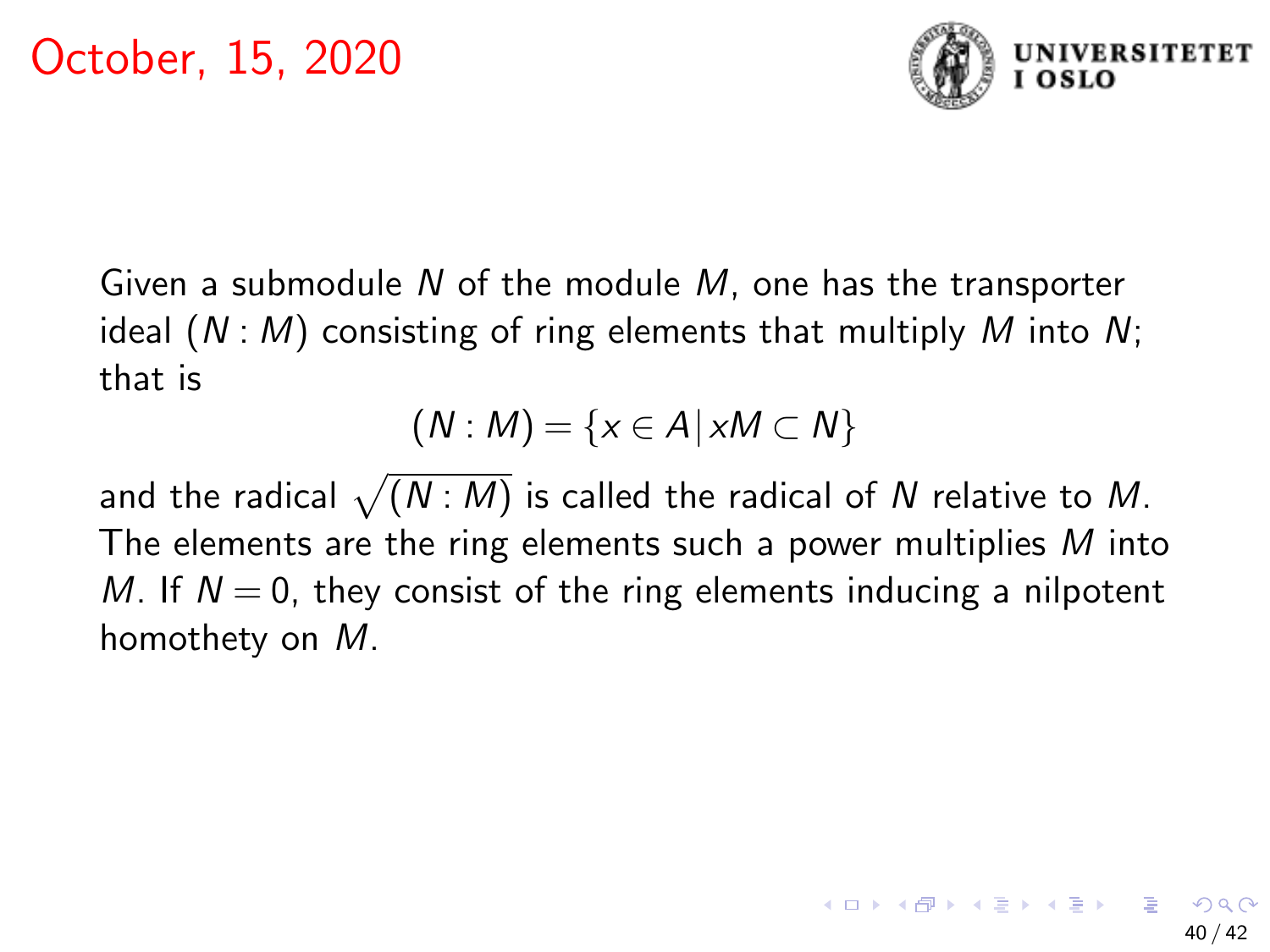October, 15, 2020

Given a submodule $N$ of the module $M$, one has the transporter ideal $(N : M)$ consisting of ring elements that multiply $M$ into $N$; that is

$$(N : M) = \{x \in A \,|\, xM \subset N\}$$

and the radical $\sqrt{(N : M)}$ is called the radical of $N$ relative to $M$. The elements are the ring elements such a power multiplies $M$ into $M$. If $N = 0$, they consist of the ring elements inducing a nilpotent homothety on $M$.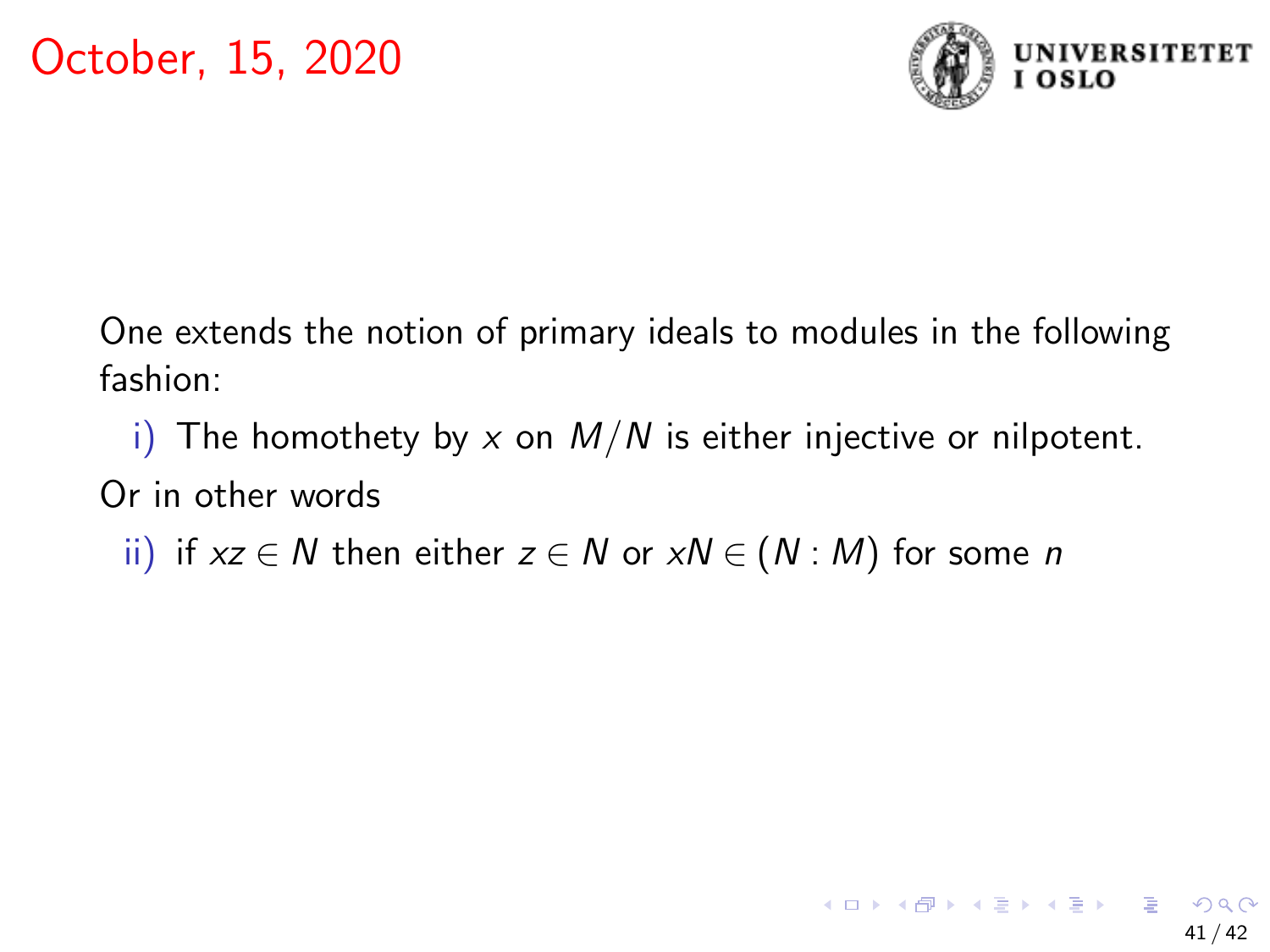# October, 15, 2020

One extends the notion of primary ideals to modules in the following fashion:

i) The homothety by $x$ on $M/N$ is either injective or nilpotent.

Or in other words

ii) if $xz \in N$ then either $z \in N$ or $xN \in (N : M)$ for some $n$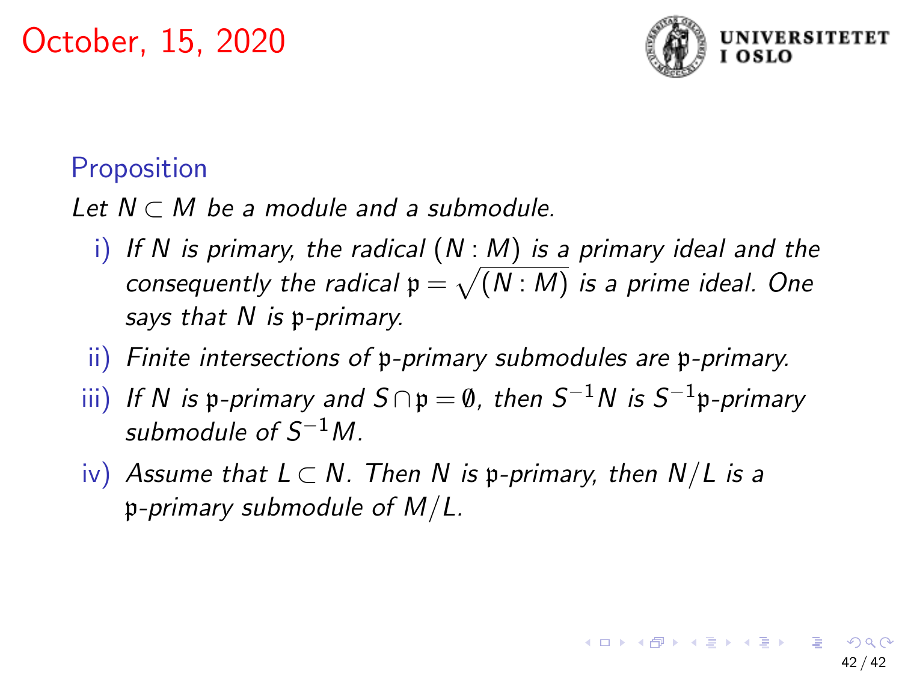October, 15, 2020

### Proposition

*Let $N \subset M$ be a module and a submodule.*

i) *If $N$ is primary, the radical $(N : M)$ is a primary ideal and the consequently the radical $\mathfrak{p} = \sqrt{(N : M)}$ is a prime ideal. One says that $N$ is $\mathfrak{p}$-primary.*

ii) *Finite intersections of $\mathfrak{p}$-primary submodules are $\mathfrak{p}$-primary.*

iii) *If $N$ is $\mathfrak{p}$-primary and $S \cap \mathfrak{p} = \emptyset$, then $S^{-1}N$ is $S^{-1}\mathfrak{p}$-primary submodule of $S^{-1}M$.*

iv) *Assume that $L \subset N$. Then $N$ is $\mathfrak{p}$-primary, then $N/L$ is a $\mathfrak{p}$-primary submodule of $M/L$.*